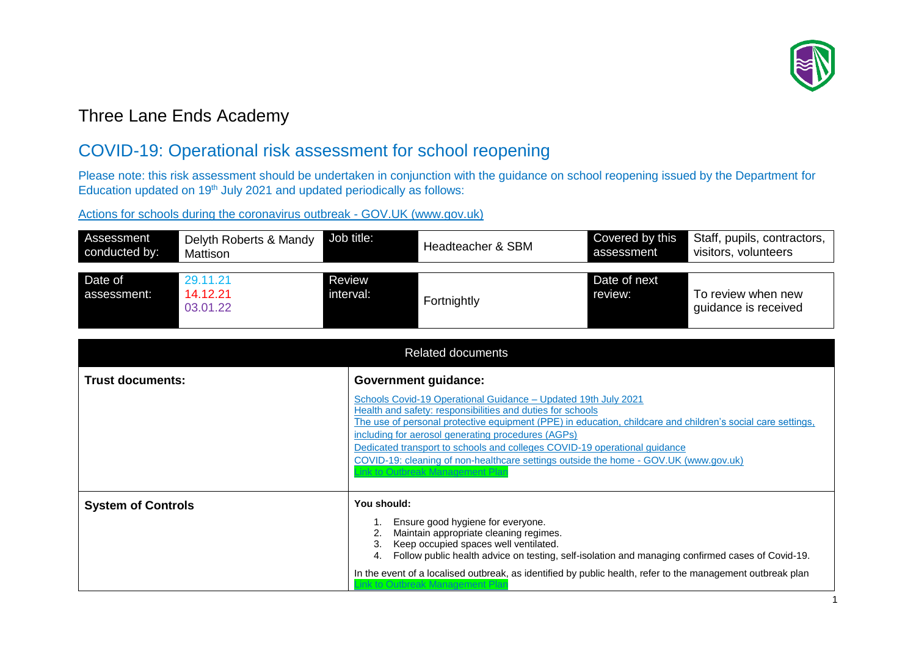# Three Lane Ends Academy

## COVID-19: Operational risk assessment for school reopening

Please note: this risk assessment should be undertaken in conjunction with the guidance on school reopening issued by the Department for Education updated on 19th July 2021 and updated periodically as follows:

[Actions for schools during the coronavirus outbreak - GOV.UK (www.gov.uk)]

| Assessment conducted by: | Delyth Roberts & Mandy Mattison | Job title: | Headteacher & SBM | Covered by this assessment | Staff, pupils, contractors, visitors, volunteers |
|---|---|---|---|---|---|

| Date of assessment: | 29.11.21<br>14.12.21<br>03.01.22 | Review interval: | Fortnightly | Date of next review: | To review when new guidance is received |
|---|---|---|---|---|---|

| Related documents | |
|---|---|
| **Trust documents:** | **Government guidance:**<br>Schools Covid-19 Operational Guidance – Updated 19th July 2021<br>Health and safety: responsibilities and duties for schools<br>The use of personal protective equipment (PPE) in education, childcare and children's social care settings, including for aerosol generating procedures (AGPs)<br>Dedicated transport to schools and colleges COVID-19 operational guidance<br>COVID-19: cleaning of non-healthcare settings outside the home - GOV.UK (www.gov.uk)<br>Link to Outbreak Management Plan |
| **System of Controls** | **You should:**<br>1. Ensure good hygiene for everyone.<br>2. Maintain appropriate cleaning regimes.<br>3. Keep occupied spaces well ventilated.<br>4. Follow public health advice on testing, self-isolation and managing confirmed cases of Covid-19.<br><br>In the event of a localised outbreak, as identified by public health, refer to the management outbreak plan<br>Link to Outbreak Management Plan |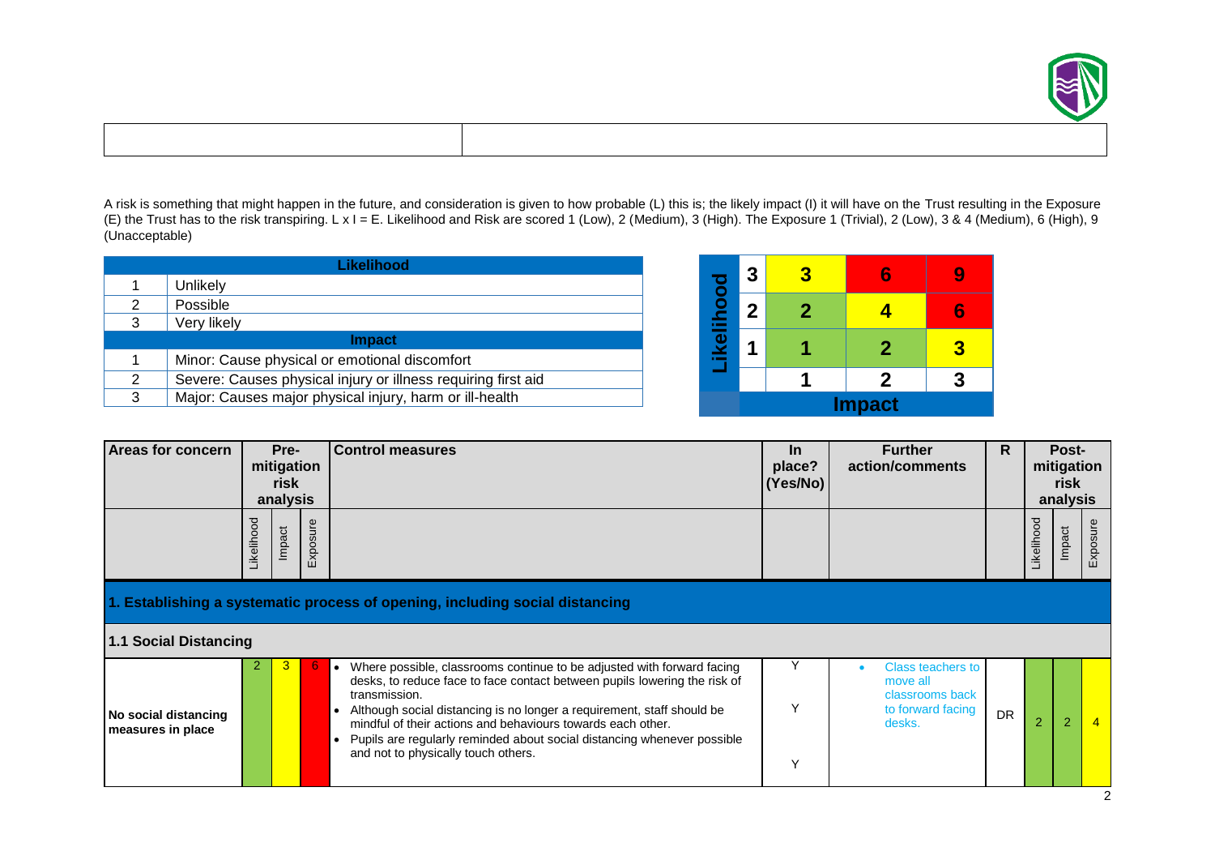A risk is something that might happen in the future, and consideration is given to how probable (L) this is; the likely impact (I) it will have on the Trust resulting in the Exposure (E) the Trust has to the risk transpiring. L x I = E. Likelihood and Risk are scored 1 (Low), 2 (Medium), 3 (High). The Exposure 1 (Trivial), 2 (Low), 3 & 4 (Medium), 6 (High), 9 (Unacceptable)

| Likelihood | |
|---|---|
| 1 | Unlikely |
| 2 | Possible |
| 3 | Very likely |
| **Impact** | |
| 1 | Minor: Cause physical or emotional discomfort |
| 2 | Severe: Causes physical injury or illness requiring first aid |
| 3 | Major: Causes major physical injury, harm or ill-health |

| Likelihood | | | | |
|---|---|---|---|---|
| | 3 | 3 | 6 | 9 |
| | 2 | 2 | 4 | 6 |
| | 1 | 1 | 2 | 3 |
| | | 1 | 2 | 3 |
| | | **Impact** | | |

| Areas for concern | Pre-mitigation risk analysis | | | Control measures | In place? (Yes/No) | Further action/comments | R | Post-mitigation risk analysis | | |
|---|---|---|---|---|---|---|---|---|---|---|
| | Likelihood | Impact | Exposure | | | | | Likelihood | Impact | Exposure |
| **1. Establishing a systematic process of opening, including social distancing** | | | | | | | | | | |
| **1.1 Social Distancing** | | | | | | | | | | |
| **No social distancing measures in place** | 2 | 3 | 6 | • Where possible, classrooms continue to be adjusted with forward facing desks, to reduce face to face contact between pupils lowering the risk of transmission.<br>• Although social distancing is no longer a requirement, staff should be mindful of their actions and behaviours towards each other.<br>• Pupils are regularly reminded about social distancing whenever possible and not to physically touch others. | Y<br>Y<br>Y | • Class teachers to move all classrooms back to forward facing desks. | DR | 2 | 2 | 4 |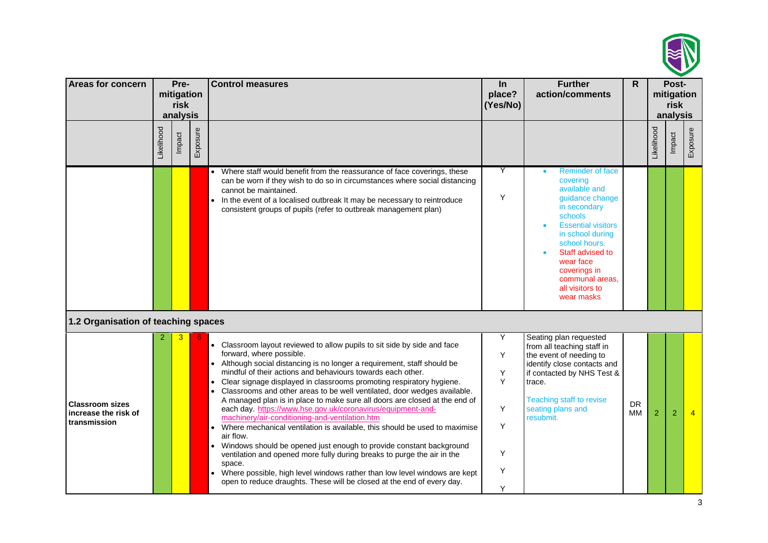| Areas for concern | Pre-mitigation risk analysis | | | Control measures | In place? (Yes/No) | Further action/comments | R | Post-mitigation risk analysis | | |
|---|---|---|---|---|---|---|---|---|---|---|
| | Likelihood | Impact | Exposure | | | | | Likelihood | Impact | Exposure |
| | | | | • Where staff would benefit from the reassurance of face coverings, these can be worn if they wish to do so in circumstances where social distancing cannot be maintained.<br>• In the event of a localised outbreak It may be necessary to reintroduce consistent groups of pupils (refer to outbreak management plan) | Y<br>Y | • Reminder of face covering available and guidance change in secondary schools<br>• Essential visitors in school during school hours.<br>• Staff advised to wear face coverings in communal areas, all visitors to wear masks | | | | |
| **1.2 Organisation of teaching spaces** | | | | | | | | | | |
| **Classroom sizes increase the risk of transmission** | 2 | 3 | 6 | • Classroom layout reviewed to allow pupils to sit side by side and face forward, where possible.<br>• Although social distancing is no longer a requirement, staff should be mindful of their actions and behaviours towards each other.<br>• Clear signage displayed in classrooms promoting respiratory hygiene.<br>• Classrooms and other areas to be well ventilated, door wedges available. A managed plan is in place to make sure all doors are closed at the end of each day. https://www.hse.gov.uk/coronavirus/equipment-and-machinery/air-conditioning-and-ventilation.htm<br>• Where mechanical ventilation is available, this should be used to maximise air flow.<br>• Windows should be opened just enough to provide constant background ventilation and opened more fully during breaks to purge the air in the space.<br>• Where possible, high level windows rather than low level windows are kept open to reduce draughts. These will be closed at the end of every day. | Y<br>Y<br>Y<br>Y<br>Y<br>Y<br>Y<br>Y<br>Y | Seating plan requested from all teaching staff in the event of needing to identify close contacts and if contacted by NHS Test & trace.<br><br>Teaching staff to revise seating plans and resubmit. | DR MM | 2 | 2 | 4 |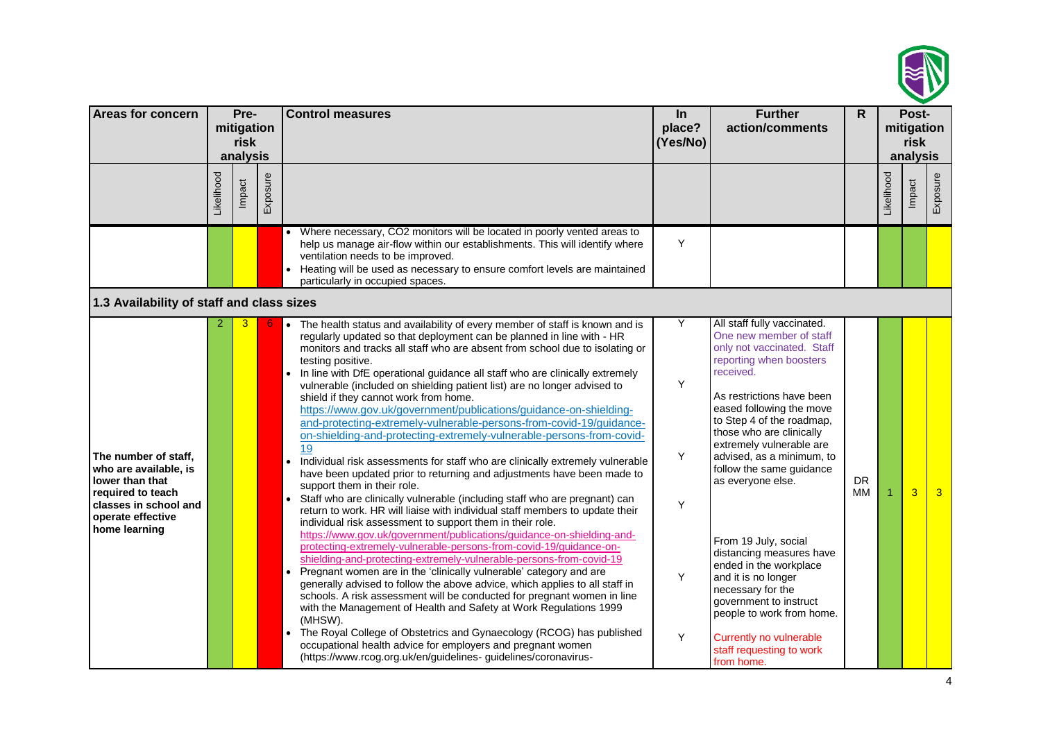| Areas for concern | Pre-mitigation risk analysis | | | Control measures | In place? (Yes/No) | Further action/comments | R | Post-mitigation risk analysis | | |
|---|---|---|---|---|---|---|---|---|---|---|
| | Likelihood | Impact | Exposure | | | | | Likelihood | Impact | Exposure |
| | | | | • Where necessary, $CO_2$ monitors will be located in poorly vented areas to help us manage air-flow within our establishments. This will identify where ventilation needs to be improved.<br>• Heating will be used as necessary to ensure comfort levels are maintained particularly in occupied spaces. | Y | | | | | |
| **1.3 Availability of staff and class sizes** | | | | | | | | | | |
| **The number of staff, who are available, is lower than that required to teach classes in school and operate effective home learning** | 2 | 3 | 6 | • The health status and availability of every member of staff is known and is regularly updated so that deployment can be planned in line with - HR monitors and tracks all staff who are absent from school due to isolating or testing positive.<br>• In line with DfE operational guidance all staff who are clinically extremely vulnerable (included on shielding patient list) are no longer advised to shield if they cannot work from home. https://www.gov.uk/government/publications/guidance-on-shielding-and-protecting-extremely-vulnerable-persons-from-covid-19/guidance-on-shielding-and-protecting-extremely-vulnerable-persons-from-covid-19<br>• Individual risk assessments for staff who are clinically extremely vulnerable have been updated prior to returning and adjustments have been made to support them in their role.<br>• Staff who are clinically vulnerable (including staff who are pregnant) can return to work. HR will liaise with individual staff members to update their individual risk assessment to support them in their role. https://www.gov.uk/government/publications/guidance-on-shielding-and-protecting-extremely-vulnerable-persons-from-covid-19/guidance-on-shielding-and-protecting-extremely-vulnerable-persons-from-covid-19<br>• Pregnant women are in the 'clinically vulnerable' category and are generally advised to follow the above advice, which applies to all staff in schools. A risk assessment will be conducted for pregnant women in line with the Management of Health and Safety at Work Regulations 1999 (MHSW).<br>• The Royal College of Obstetrics and Gynaecology (RCOG) has published occupational health advice for employers and pregnant women (https://www.rcog.org.uk/en/guidelines- guidelines/coronavirus- | Y<br><br>Y<br><br>Y<br><br>Y<br><br>Y<br><br>Y | All staff fully vaccinated. One new member of staff only not vaccinated. Staff reporting when boosters received.<br><br>As restrictions have been eased following the move to Step 4 of the roadmap, those who are clinically extremely vulnerable are advised, as a minimum, to follow the same guidance as everyone else.<br><br>From 19 July, social distancing measures have ended in the workplace and it is no longer necessary for the government to instruct people to work from home.<br><br>Currently no vulnerable staff requesting to work from home. | DR MM | 1 | 3 | 3 |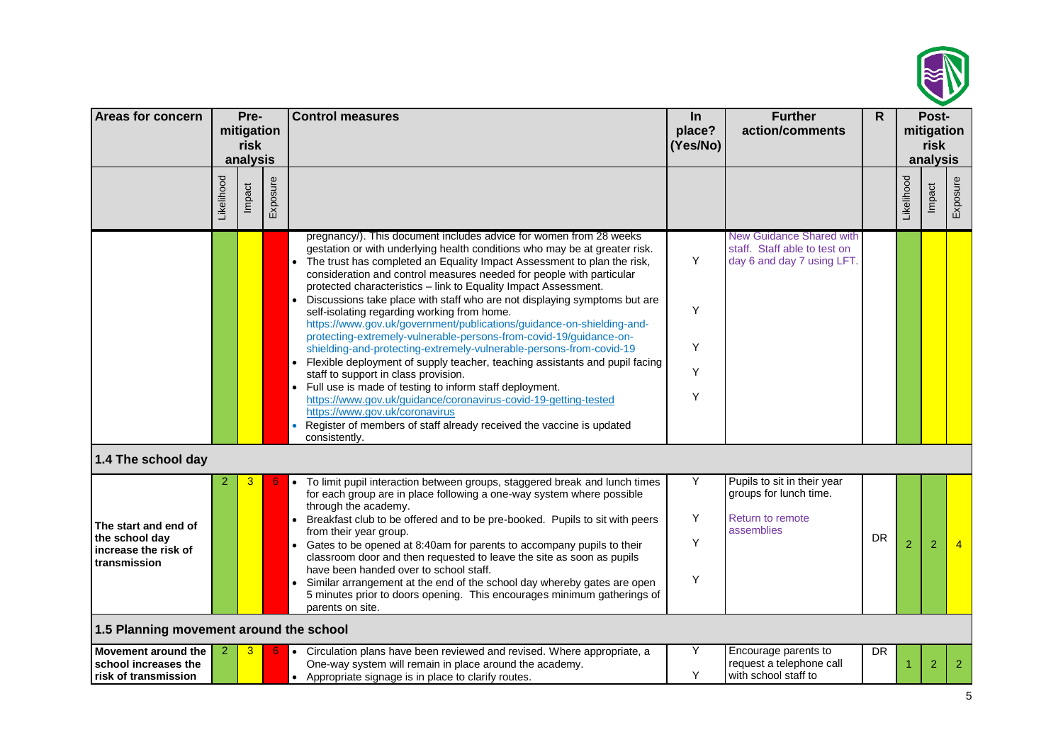| Areas for concern | Pre-mitigation risk analysis | | | Control measures | In place? (Yes/No) | Further action/comments | R | Post-mitigation risk analysis | | |
|---|---|---|---|---|---|---|---|---|---|---|
| | Likelihood | Impact | Exposure | | | | | Likelihood | Impact | Exposure |
| | | | | pregnancy/). This document includes advice for women from 28 weeks gestation or with underlying health conditions who may be at greater risk.<br>• The trust has completed an Equality Impact Assessment to plan the risk, consideration and control measures needed for people with particular protected characteristics – link to Equality Impact Assessment.<br>• Discussions take place with staff who are not displaying symptoms but are self-isolating regarding working from home. https://www.gov.uk/government/publications/guidance-on-shielding-and-protecting-extremely-vulnerable-persons-from-covid-19/guidance-on-shielding-and-protecting-extremely-vulnerable-persons-from-covid-19<br>• Flexible deployment of supply teacher, teaching assistants and pupil facing staff to support in class provision.<br>• Full use is made of testing to inform staff deployment. https://www.gov.uk/guidance/coronavirus-covid-19-getting-tested https://www.gov.uk/coronavirus<br>• Register of members of staff already received the vaccine is updated consistently. | Y<br>Y<br>Y<br>Y<br>Y | New Guidance Shared with staff. Staff able to test on day 6 and day 7 using LFT. | | | | |
| **1.4 The school day** | | | | | | | | | | |
| **The start and end of the school day increase the risk of transmission** | 2 | 3 | 6 | • To limit pupil interaction between groups, staggered break and lunch times for each group are in place following a one-way system where possible through the academy.<br>• Breakfast club to be offered and to be pre-booked. Pupils to sit with peers from their year group.<br>• Gates to be opened at 8:40am for parents to accompany pupils to their classroom door and then requested to leave the site as soon as pupils have been handed over to school staff.<br>• Similar arrangement at the end of the school day whereby gates are open 5 minutes prior to doors opening. This encourages minimum gatherings of parents on site. | Y<br>Y<br>Y<br>Y | Pupils to sit in their year groups for lunch time.<br>Return to remote assemblies | DR | 2 | 2 | 4 |
| **1.5 Planning movement around the school** | | | | | | | | | | |
| **Movement around the school increases the risk of transmission** | 2 | 3 | 6 | • Circulation plans have been reviewed and revised. Where appropriate, a One-way system will remain in place around the academy.<br>• Appropriate signage is in place to clarify routes. | Y<br>Y | Encourage parents to request a telephone call with school staff to | DR | 1 | 2 | 2 |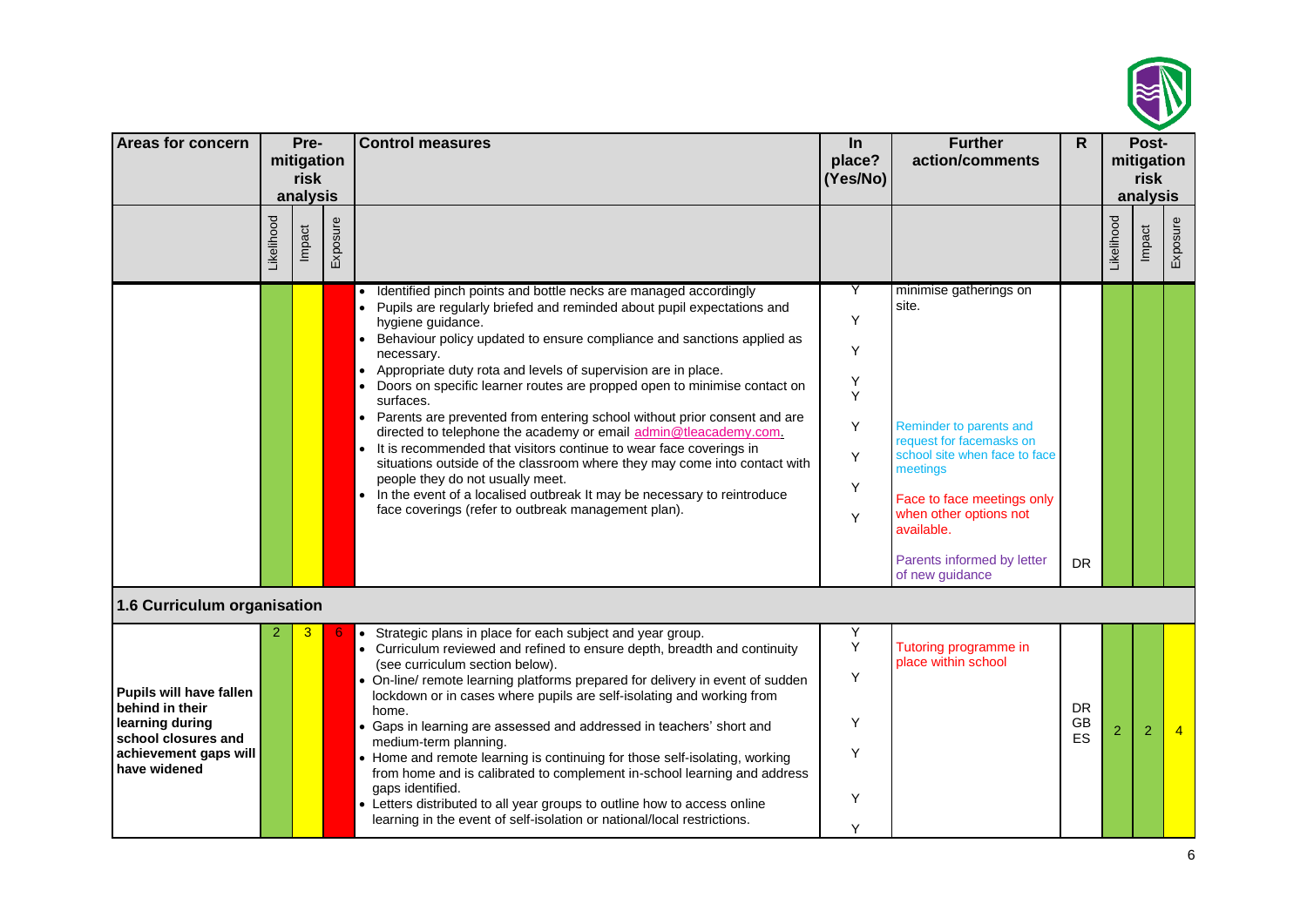| Areas for concern | Pre-mitigation risk analysis | | | Control measures | In place? (Yes/No) | Further action/comments | R | Post-mitigation risk analysis | | |
|---|---|---|---|---|---|---|---|---|---|---|
| | Likelihood | Impact | Exposure | | | | | Likelihood | Impact | Exposure |
| | | | | • Identified pinch points and bottle necks are managed accordingly<br>• Pupils are regularly briefed and reminded about pupil expectations and hygiene guidance.<br>• Behaviour policy updated to ensure compliance and sanctions applied as necessary.<br>• Appropriate duty rota and levels of supervision are in place.<br>• Doors on specific learner routes are propped open to minimise contact on surfaces.<br>• Parents are prevented from entering school without prior consent and are directed to telephone the academy or email admin@tleacademy.com.<br>• It is recommended that visitors continue to wear face coverings in situations outside of the classroom where they may come into contact with people they do not usually meet.<br>• In the event of a localised outbreak It may be necessary to reintroduce face coverings (refer to outbreak management plan). | Y<br>Y<br>Y<br>Y<br>Y<br>Y<br>Y<br>Y<br>Y | minimise gatherings on site.<br><br>Reminder to parents and request for facemasks on school site when face to face meetings<br><br>Face to face meetings only when other options not available.<br><br>Parents informed by letter of new guidance | DR | | | |
| **1.6 Curriculum organisation** | | | | | | | | | | |
| **Pupils will have fallen behind in their learning during school closures and achievement gaps will have widened** | 2 | 3 | 6 | • Strategic plans in place for each subject and year group.<br>• Curriculum reviewed and refined to ensure depth, breadth and continuity (see curriculum section below).<br>• On-line/ remote learning platforms prepared for delivery in event of sudden lockdown or in cases where pupils are self-isolating and working from home.<br>• Gaps in learning are assessed and addressed in teachers' short and medium-term planning.<br>• Home and remote learning is continuing for those self-isolating, working from home and is calibrated to complement in-school learning and address gaps identified.<br>• Letters distributed to all year groups to outline how to access online learning in the event of self-isolation or national/local restrictions. | Y<br>Y<br>Y<br>Y<br>Y<br>Y<br>Y | Tutoring programme in place within school | DR<br>GB<br>ES | 2 | 2 | 4 |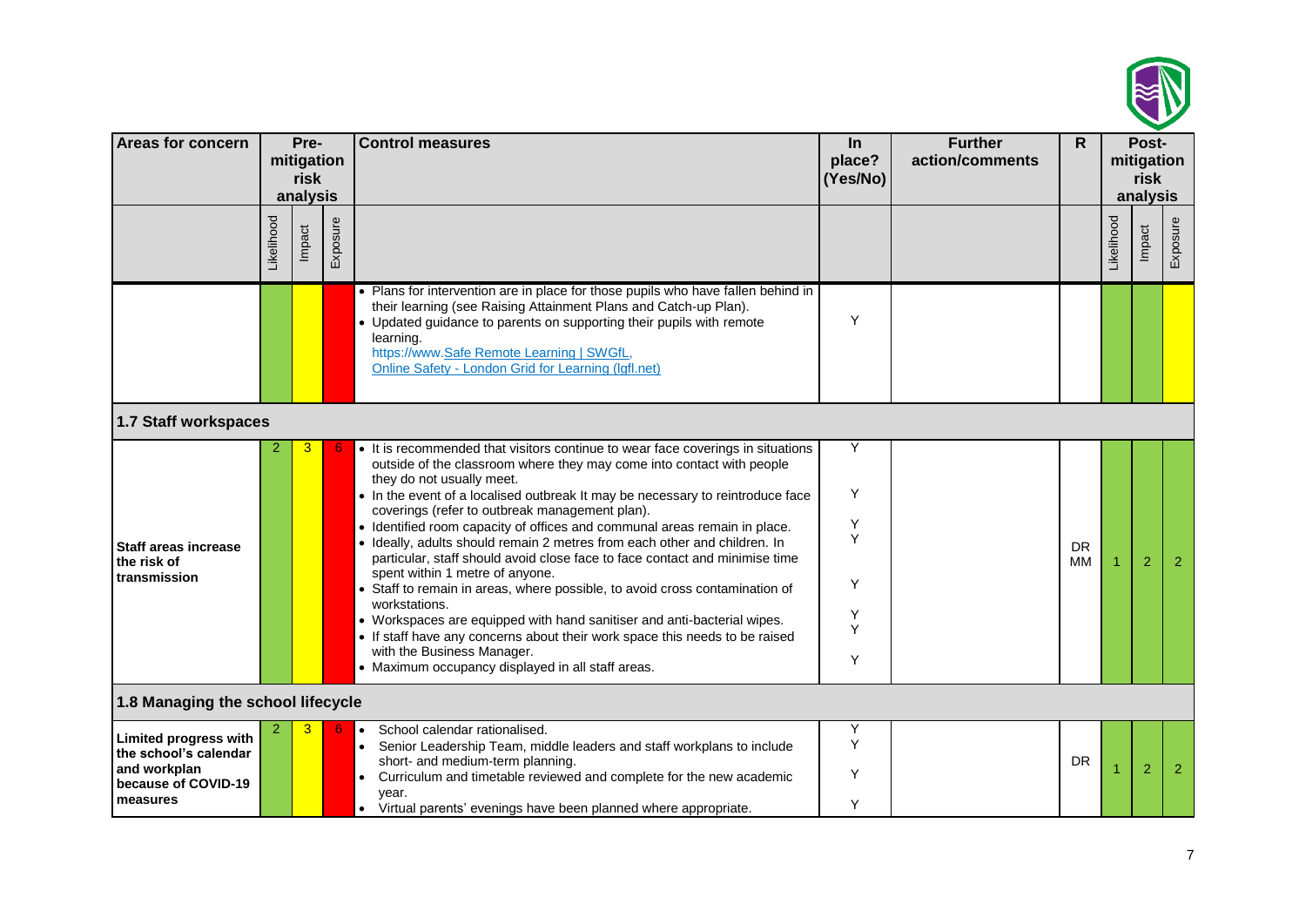| Areas for concern | Pre-mitigation risk analysis | | | Control measures | In place? (Yes/No) | Further action/comments | R | Post-mitigation risk analysis | | |
|---|---|---|---|---|---|---|---|---|---|---|
| | Likelihood | Impact | Exposure | | | | | Likelihood | Impact | Exposure |
| | | | | • Plans for intervention are in place for those pupils who have fallen behind in their learning (see Raising Attainment Plans and Catch-up Plan).<br>• Updated guidance to parents on supporting their pupils with remote learning.<br>https://www.Safe Remote Learning \| SWGfL,<br>Online Safety - London Grid for Learning (lgfl.net) | Y | | | | | |
| **1.7 Staff workspaces** | | | | | | | | | | |
| **Staff areas increase the risk of transmission** | 2 | 3 | 6 | • It is recommended that visitors continue to wear face coverings in situations outside of the classroom where they may come into contact with people they do not usually meet.<br>• In the event of a localised outbreak It may be necessary to reintroduce face coverings (refer to outbreak management plan).<br>• Identified room capacity of offices and communal areas remain in place.<br>• Ideally, adults should remain 2 metres from each other and children. In particular, staff should avoid close face to face contact and minimise time spent within 1 metre of anyone.<br>• Staff to remain in areas, where possible, to avoid cross contamination of workstations.<br>• Workspaces are equipped with hand sanitiser and anti-bacterial wipes.<br>• If staff have any concerns about their work space this needs to be raised with the Business Manager.<br>• Maximum occupancy displayed in all staff areas. | Y<br>Y<br>Y<br>Y<br>Y<br>Y<br>Y<br>Y | | DR MM | 1 | 2 | 2 |
| **1.8 Managing the school lifecycle** | | | | | | | | | | |
| **Limited progress with the school's calendar and workplan because of COVID-19 measures** | 2 | 3 | 6 | • School calendar rationalised.<br>• Senior Leadership Team, middle leaders and staff workplans to include short- and medium-term planning.<br>• Curriculum and timetable reviewed and complete for the new academic year.<br>• Virtual parents' evenings have been planned where appropriate. | Y<br>Y<br>Y<br>Y | | DR | 1 | 2 | 2 |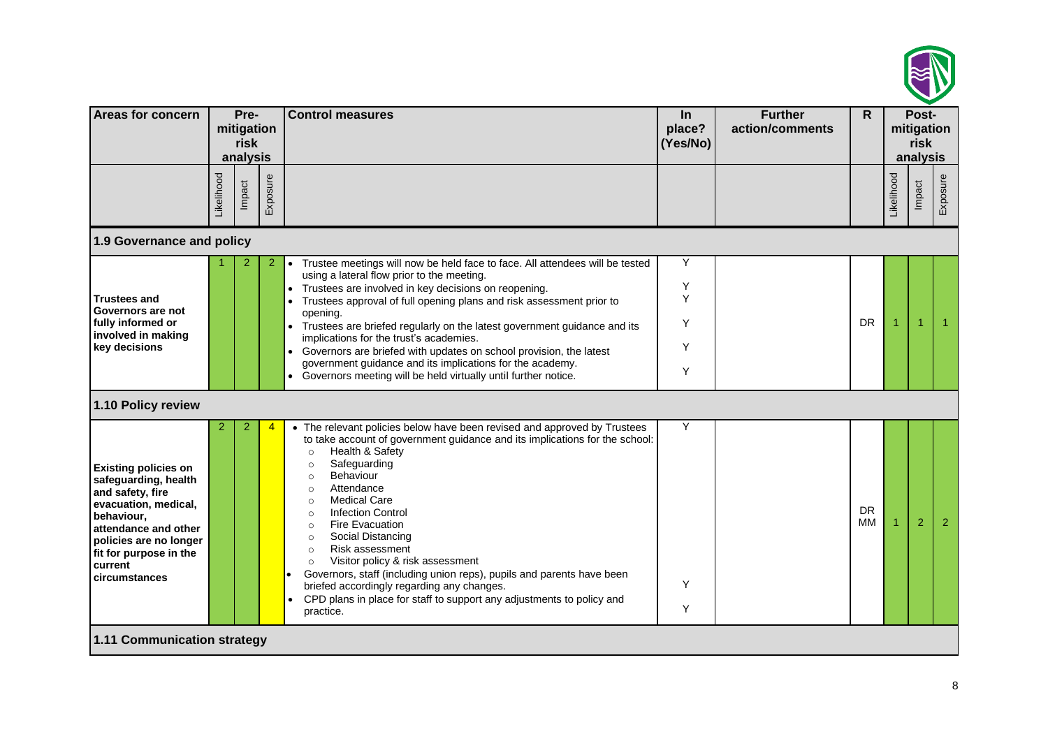| Areas for concern | Pre-mitigation risk analysis | | | Control measures | In place? (Yes/No) | Further action/comments | R | Post-mitigation risk analysis | | |
|---|---|---|---|---|---|---|---|---|---|---|
| | Likelihood | Impact | Exposure | | | | | Likelihood | Impact | Exposure |
| **1.9 Governance and policy** | | | | | | | | | | |
| **Trustees and Governors are not fully informed or involved in making key decisions** | 1 | 2 | 2 | • Trustee meetings will now be held face to face. All attendees will be tested using a lateral flow prior to the meeting.<br>• Trustees are involved in key decisions on reopening.<br>• Trustees approval of full opening plans and risk assessment prior to opening.<br>• Trustees are briefed regularly on the latest government guidance and its implications for the trust's academies.<br>• Governors are briefed with updates on school provision, the latest government guidance and its implications for the academy.<br>• Governors meeting will be held virtually until further notice. | Y<br>Y<br>Y<br>Y<br>Y<br>Y | | DR | 1 | 1 | 1 |
| **1.10 Policy review** | | | | | | | | | | |
| **Existing policies on safeguarding, health and safety, fire evacuation, medical, behaviour, attendance and other policies are no longer fit for purpose in the current circumstances** | 2 | 2 | 4 | • The relevant policies below have been revised and approved by Trustees to take account of government guidance and its implications for the school:<br>○ Health & Safety<br>○ Safeguarding<br>○ Behaviour<br>○ Attendance<br>○ Medical Care<br>○ Infection Control<br>○ Fire Evacuation<br>○ Social Distancing<br>○ Risk assessment<br>○ Visitor policy & risk assessment<br>• Governors, staff (including union reps), pupils and parents have been briefed accordingly regarding any changes.<br>• CPD plans in place for staff to support any adjustments to policy and practice. | Y<br><br><br><br><br><br><br><br><br><br><br>Y<br>Y | | DR<br>MM | 1 | 2 | 2 |
| **1.11 Communication strategy** | | | | | | | | | | |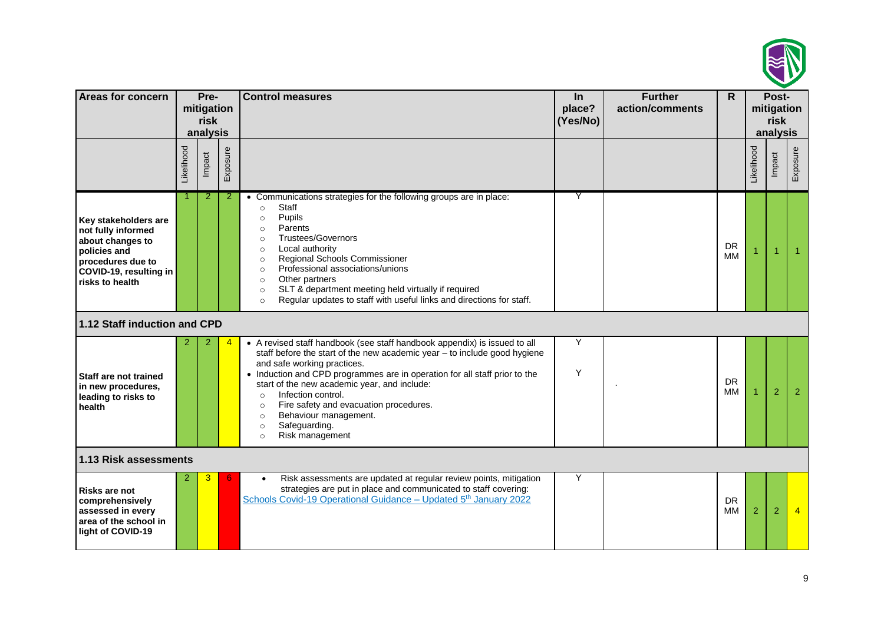| Areas for concern | Pre-mitigation risk analysis | | | Control measures | In place? (Yes/No) | Further action/comments | R | Post-mitigation risk analysis | | |
|---|---|---|---|---|---|---|---|---|---|---|
| | Likelihood | Impact | Exposure | | | | | Likelihood | Impact | Exposure |
| **Key stakeholders are not fully informed about changes to policies and procedures due to COVID-19, resulting in risks to health** | 1 | 2 | 2 | • Communications strategies for the following groups are in place:<br>○ Staff<br>○ Pupils<br>○ Parents<br>○ Trustees/Governors<br>○ Local authority<br>○ Regional Schools Commissioner<br>○ Professional associations/unions<br>○ Other partners<br>○ SLT & department meeting held virtually if required<br>○ Regular updates to staff with useful links and directions for staff. | Y | | DR MM | 1 | 1 | 1 |
| **1.12 Staff induction and CPD** | | | | | | | | | | |
| **Staff are not trained in new procedures, leading to risks to health** | 2 | 2 | 4 | • A revised staff handbook (see staff handbook appendix) is issued to all staff before the start of the new academic year – to include good hygiene and safe working practices.<br>• Induction and CPD programmes are in operation for all staff prior to the start of the new academic year, and include:<br>○ Infection control.<br>○ Fire safety and evacuation procedures.<br>○ Behaviour management.<br>○ Safeguarding.<br>○ Risk management | Y<br>Y | . | DR MM | 1 | 2 | 2 |
| **1.13 Risk assessments** | | | | | | | | | | |
| **Risks are not comprehensively assessed in every area of the school in light of COVID-19** | 2 | 3 | 6 | • Risk assessments are updated at regular review points, mitigation strategies are put in place and communicated to staff covering: Schools Covid-19 Operational Guidance – Updated 5th January 2022 | Y | | DR MM | 2 | 2 | 4 |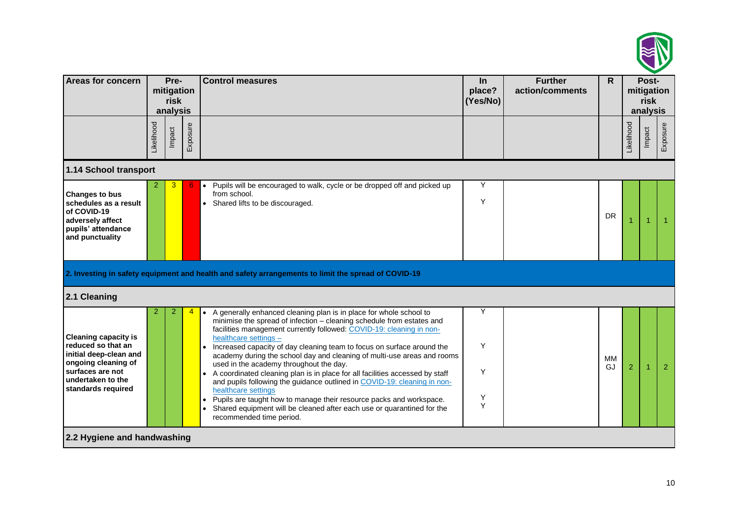| Areas for concern | Pre-mitigation risk analysis | | | Control measures | In place? (Yes/No) | Further action/comments | R | Post-mitigation risk analysis | | |
|---|---|---|---|---|---|---|---|---|---|---|
| | Likelihood | Impact | Exposure | | | | | Likelihood | Impact | Exposure |
| **1.14 School transport** | | | | | | | | | | |
| **Changes to bus schedules as a result of COVID-19 adversely affect pupils' attendance and punctuality** | 2 | 3 | 6 | • Pupils will be encouraged to walk, cycle or be dropped off and picked up from school.<br>• Shared lifts to be discouraged. | Y<br>Y | | DR | 1 | 1 | 1 |
| **2. Investing in safety equipment and health and safety arrangements to limit the spread of COVID-19** | | | | | | | | | | |
| **2.1 Cleaning** | | | | | | | | | | |
| **Cleaning capacity is reduced so that an initial deep-clean and ongoing cleaning of surfaces are not undertaken to the standards required** | 2 | 2 | 4 | • A generally enhanced cleaning plan is in place for whole school to minimise the spread of infection – cleaning schedule from estates and facilities management currently followed: [COVID-19: cleaning in non-healthcare settings –]<br>• Increased capacity of day cleaning team to focus on surface around the academy during the school day and cleaning of multi-use areas and rooms used in the academy throughout the day.<br>• A coordinated cleaning plan is in place for all facilities accessed by staff and pupils following the guidance outlined in [COVID-19: cleaning in non-healthcare settings]<br>• Pupils are taught how to manage their resource packs and workspace.<br>• Shared equipment will be cleaned after each use or quarantined for the recommended time period. | Y<br>Y<br>Y<br>Y<br>Y | | MM<br>GJ | 2 | 1 | 2 |
| **2.2 Hygiene and handwashing** | | | | | | | | | | |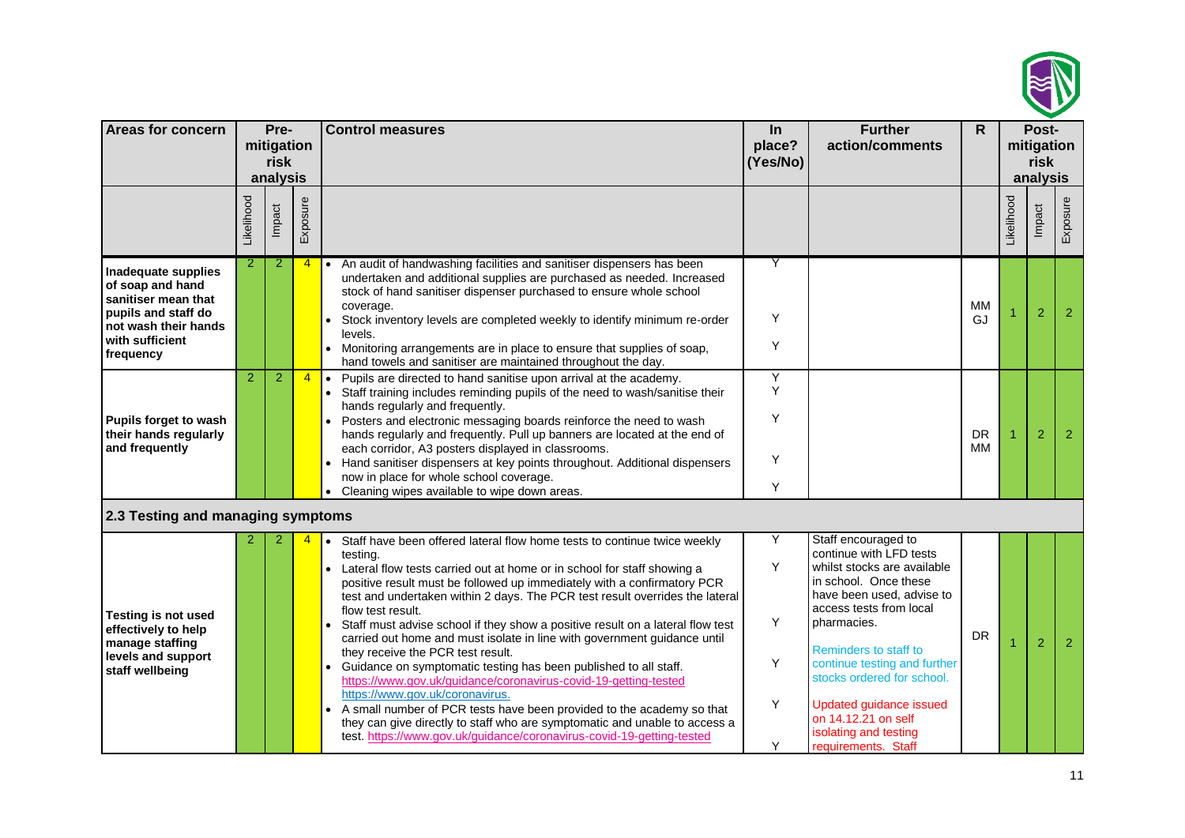| Areas for concern | Pre-mitigation risk analysis | | | Control measures | In place? (Yes/No) | Further action/comments | R | Post-mitigation risk analysis | | |
|---|---|---|---|---|---|---|---|---|---|---|
| | Likelihood | Impact | Exposure | | | | | Likelihood | Impact | Exposure |
| **Inadequate supplies of soap and hand sanitiser mean that pupils and staff do not wash their hands with sufficient frequency** | 2 | 2 | 4 | • An audit of handwashing facilities and sanitiser dispensers has been undertaken and additional supplies are purchased as needed. Increased stock of hand sanitiser dispenser purchased to ensure whole school coverage.<br>• Stock inventory levels are completed weekly to identify minimum re-order levels.<br>• Monitoring arrangements are in place to ensure that supplies of soap, hand towels and sanitiser are maintained throughout the day. | Y<br>Y<br>Y | | MM GJ | 1 | 2 | 2 |
| **Pupils forget to wash their hands regularly and frequently** | 2 | 2 | 4 | • Pupils are directed to hand sanitise upon arrival at the academy.<br>• Staff training includes reminding pupils of the need to wash/sanitise their hands regularly and frequently.<br>• Posters and electronic messaging boards reinforce the need to wash hands regularly and frequently. Pull up banners are located at the end of each corridor, A3 posters displayed in classrooms.<br>• Hand sanitiser dispensers at key points throughout. Additional dispensers now in place for whole school coverage.<br>• Cleaning wipes available to wipe down areas. | Y<br>Y<br>Y<br>Y<br>Y | | DR MM | 1 | 2 | 2 |
| **2.3 Testing and managing symptoms** | | | | | | | | | | |
| **Testing is not used effectively to help manage staffing levels and support staff wellbeing** | 2 | 2 | 4 | • Staff have been offered lateral flow home tests to continue twice weekly testing.<br>• Lateral flow tests carried out at home or in school for staff showing a positive result must be followed up immediately with a confirmatory PCR test and undertaken within 2 days. The PCR test result overrides the lateral flow test result.<br>• Staff must advise school if they show a positive result on a lateral flow test carried out home and must isolate in line with government guidance until they receive the PCR test result.<br>• Guidance on symptomatic testing has been published to all staff. https://www.gov.uk/guidance/coronavirus-covid-19-getting-tested https://www.gov.uk/coronavirus.<br>• A small number of PCR tests have been provided to the academy so that they can give directly to staff who are symptomatic and unable to access a test. https://www.gov.uk/guidance/coronavirus-covid-19-getting-tested | Y<br>Y<br>Y<br>Y<br>Y<br>Y | Staff encouraged to continue with LFD tests whilst stocks are available in school. Once these have been used, advise to access tests from local pharmacies.<br><br>Reminders to staff to continue testing and further stocks ordered for school.<br><br>Updated guidance issued on 14.12.21 on self isolating and testing requirements. Staff | DR | 1 | 2 | 2 |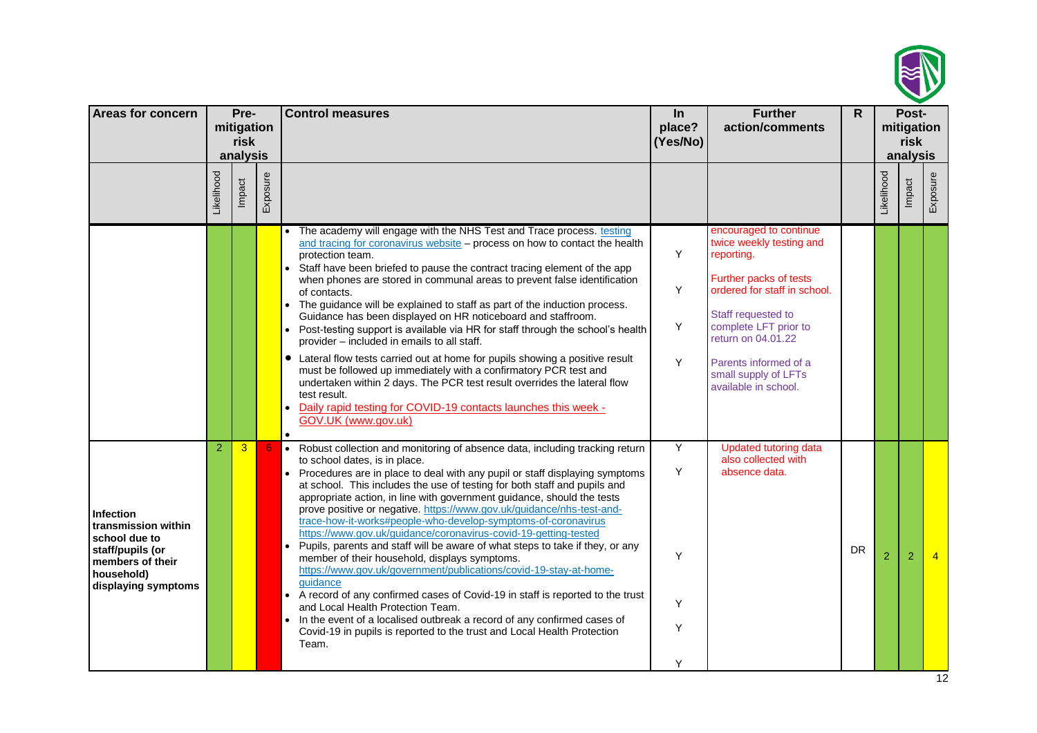| Areas for concern | Pre-mitigation risk analysis | | | Control measures | In place? (Yes/No) | Further action/comments | R | Post-mitigation risk analysis | | |
|---|---|---|---|---|---|---|---|---|---|---|
| | Likelihood | Impact | Exposure | | | | | Likelihood | Impact | Exposure |
| | | | | • The academy will engage with the NHS Test and Trace process. [testing and tracing for coronavirus website](https://www.gov.uk) – process on how to contact the health protection team.<br>• Staff have been briefed to pause the contract tracing element of the app when phones are stored in communal areas to prevent false identification of contacts.<br>• The guidance will be explained to staff as part of the induction process. Guidance has been displayed on HR noticeboard and staffroom.<br>• Post-testing support is available via HR for staff through the school's health provider – included in emails to all staff.<br>• Lateral flow tests carried out at home for pupils showing a positive result must be followed up immediately with a confirmatory PCR test and undertaken within 2 days. The PCR test result overrides the lateral flow test result.<br>• Daily rapid testing for COVID-19 contacts launches this week - GOV.UK (www.gov.uk)<br>• | Y<br>Y<br>Y<br>Y | encouraged to continue twice weekly testing and reporting.<br><br>Further packs of tests ordered for staff in school.<br><br>Staff requested to complete LFT prior to return on 04.01.22<br><br>Parents informed of a small supply of LFTs available in school. | | | | |
| **Infection transmission within school due to staff/pupils (or members of their household) displaying symptoms** | 2 | 3 | 6 | • Robust collection and monitoring of absence data, including tracking return to school dates, is in place.<br>• Procedures are in place to deal with any pupil or staff displaying symptoms at school. This includes the use of testing for both staff and pupils and appropriate action, in line with government guidance, should the tests prove positive or negative. https://www.gov.uk/guidance/nhs-test-and-trace-how-it-works#people-who-develop-symptoms-of-coronavirus https://www.gov.uk/guidance/coronavirus-covid-19-getting-tested<br>• Pupils, parents and staff will be aware of what steps to take if they, or any member of their household, displays symptoms. https://www.gov.uk/government/publications/covid-19-stay-at-home-guidance<br>• A record of any confirmed cases of Covid-19 in staff is reported to the trust and Local Health Protection Team.<br>• In the event of a localised outbreak a record of any confirmed cases of Covid-19 in pupils is reported to the trust and Local Health Protection Team. | Y<br>Y<br>Y<br>Y<br>Y<br>Y | Updated tutoring data also collected with absence data. | DR | 2 | 2 | 4 |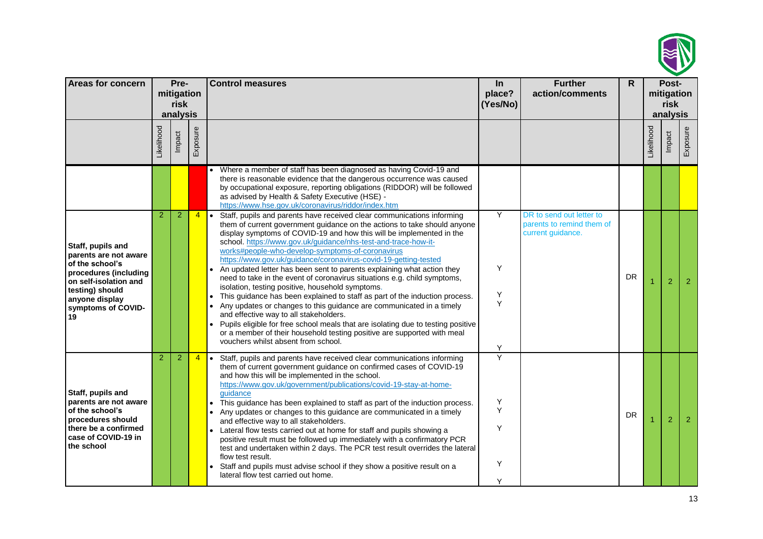| Areas for concern | Pre-mitigation risk analysis | | | Control measures | In place? (Yes/No) | Further action/comments | R | Post-mitigation risk analysis | | |
|---|---|---|---|---|---|---|---|---|---|---|
| | Likelihood | Impact | Exposure | | | | | Likelihood | Impact | Exposure |
| | | | | • Where a member of staff has been diagnosed as having Covid-19 and there is reasonable evidence that the dangerous occurrence was caused by occupational exposure, reporting obligations (RIDDOR) will be followed as advised by Health & Safety Executive (HSE) - https://www.hse.gov.uk/coronavirus/riddor/index.htm | | | | | | |
| **Staff, pupils and parents are not aware of the school's procedures (including on self-isolation and testing) should anyone display symptoms of COVID-19** | 2 | 2 | 4 | • Staff, pupils and parents have received clear communications informing them of current government guidance on the actions to take should anyone display symptoms of COVID-19 and how this will be implemented in the school. https://www.gov.uk/guidance/nhs-test-and-trace-how-it-works#people-who-develop-symptoms-of-coronavirus https://www.gov.uk/guidance/coronavirus-covid-19-getting-tested<br>• An updated letter has been sent to parents explaining what action they need to take in the event of coronavirus situations e.g. child symptoms, isolation, testing positive, household symptoms.<br>• This guidance has been explained to staff as part of the induction process.<br>• Any updates or changes to this guidance are communicated in a timely and effective way to all stakeholders.<br>• Pupils eligible for free school meals that are isolating due to testing positive or a member of their household testing positive are supported with meal vouchers whilst absent from school. | Y<br>Y<br>Y<br>Y<br>Y | DR to send out letter to parents to remind them of current guidance. | DR | 1 | 2 | 2 |
| **Staff, pupils and parents are not aware of the school's procedures should there be a confirmed case of COVID-19 in the school** | 2 | 2 | 4 | • Staff, pupils and parents have received clear communications informing them of current government guidance on confirmed cases of COVID-19 and how this will be implemented in the school. https://www.gov.uk/government/publications/covid-19-stay-at-home-guidance<br>• This guidance has been explained to staff as part of the induction process.<br>• Any updates or changes to this guidance are communicated in a timely and effective way to all stakeholders.<br>• Lateral flow tests carried out at home for staff and pupils showing a positive result must be followed up immediately with a confirmatory PCR test and undertaken within 2 days. The PCR test result overrides the lateral flow test result.<br>• Staff and pupils must advise school if they show a positive result on a lateral flow test carried out home. | Y<br>Y<br>Y<br>Y<br>Y<br>Y | | DR | 1 | 2 | 2 |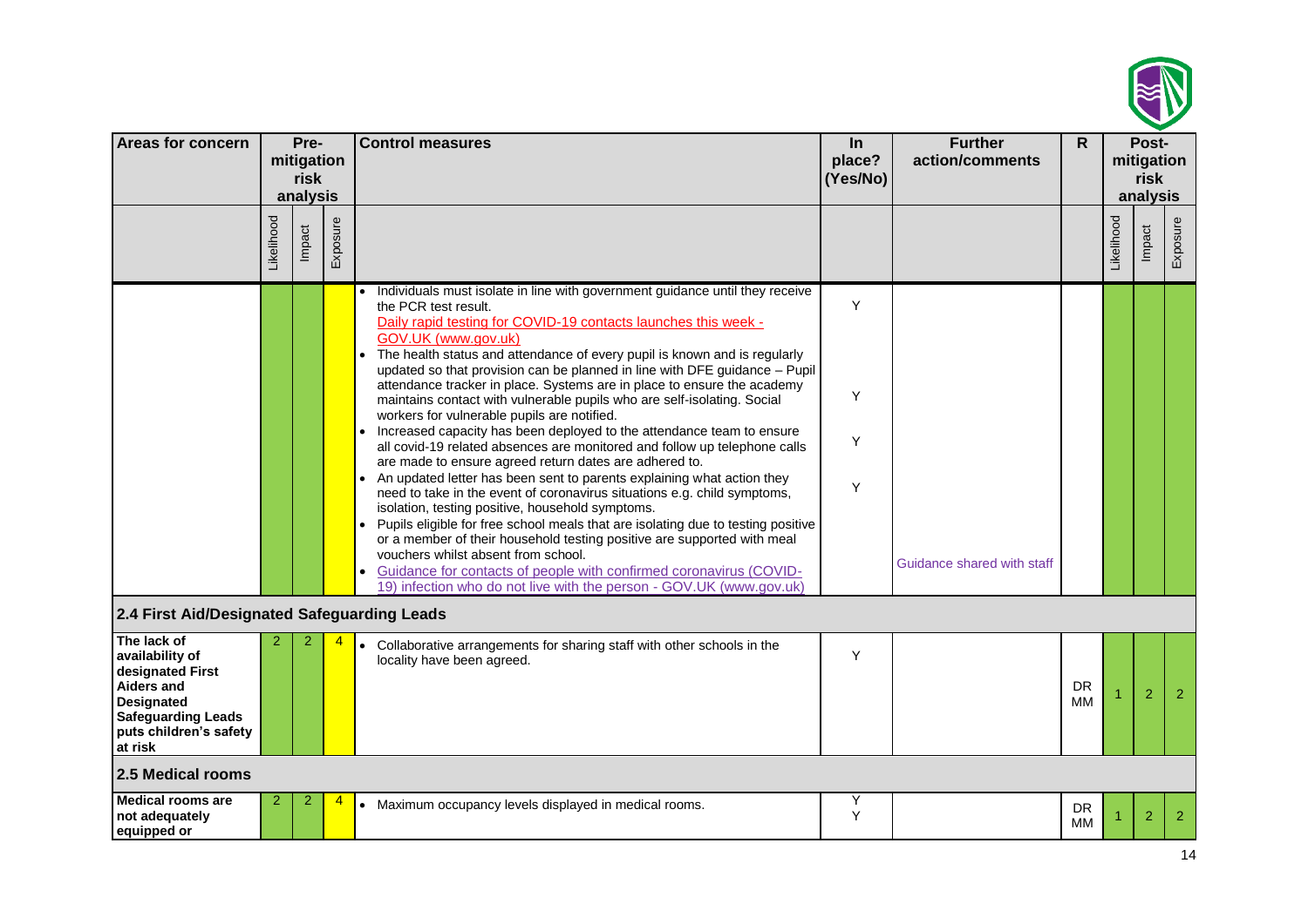| Areas for concern | Pre-mitigation risk analysis | | | Control measures | In place? (Yes/No) | Further action/comments | R | Post-mitigation risk analysis | | |
|---|---|---|---|---|---|---|---|---|---|---|
| | Likelihood | Impact | Exposure | | | | | Likelihood | Impact | Exposure |
| | | | | • Individuals must isolate in line with government guidance until they receive the PCR test result. Daily rapid testing for COVID-19 contacts launches this week - GOV.UK (www.gov.uk) <br>• The health status and attendance of every pupil is known and is regularly updated so that provision can be planned in line with DFE guidance – Pupil attendance tracker in place. Systems are in place to ensure the academy maintains contact with vulnerable pupils who are self-isolating. Social workers for vulnerable pupils are notified. <br>• Increased capacity has been deployed to the attendance team to ensure all covid-19 related absences are monitored and follow up telephone calls are made to ensure agreed return dates are adhered to. <br>• An updated letter has been sent to parents explaining what action they need to take in the event of coronavirus situations e.g. child symptoms, isolation, testing positive, household symptoms. <br>• Pupils eligible for free school meals that are isolating due to testing positive or a member of their household testing positive are supported with meal vouchers whilst absent from school. <br>• Guidance for contacts of people with confirmed coronavirus (COVID-19) infection who do not live with the person - GOV.UK (www.gov.uk) | Y <br>Y <br>Y <br>Y | Guidance shared with staff | | | | |
| **2.4 First Aid/Designated Safeguarding Leads** | | | | | | | | | | |
| **The lack of availability of designated First Aiders and Designated Safeguarding Leads puts children's safety at risk** | 2 | 2 | 4 | • Collaborative arrangements for sharing staff with other schools in the locality have been agreed. | Y | | DR MM | 1 | 2 | 2 |
| **2.5 Medical rooms** | | | | | | | | | | |
| **Medical rooms are not adequately equipped or** | 2 | 2 | 4 | • Maximum occupancy levels displayed in medical rooms. | Y <br>Y | | DR MM | 1 | 2 | 2 |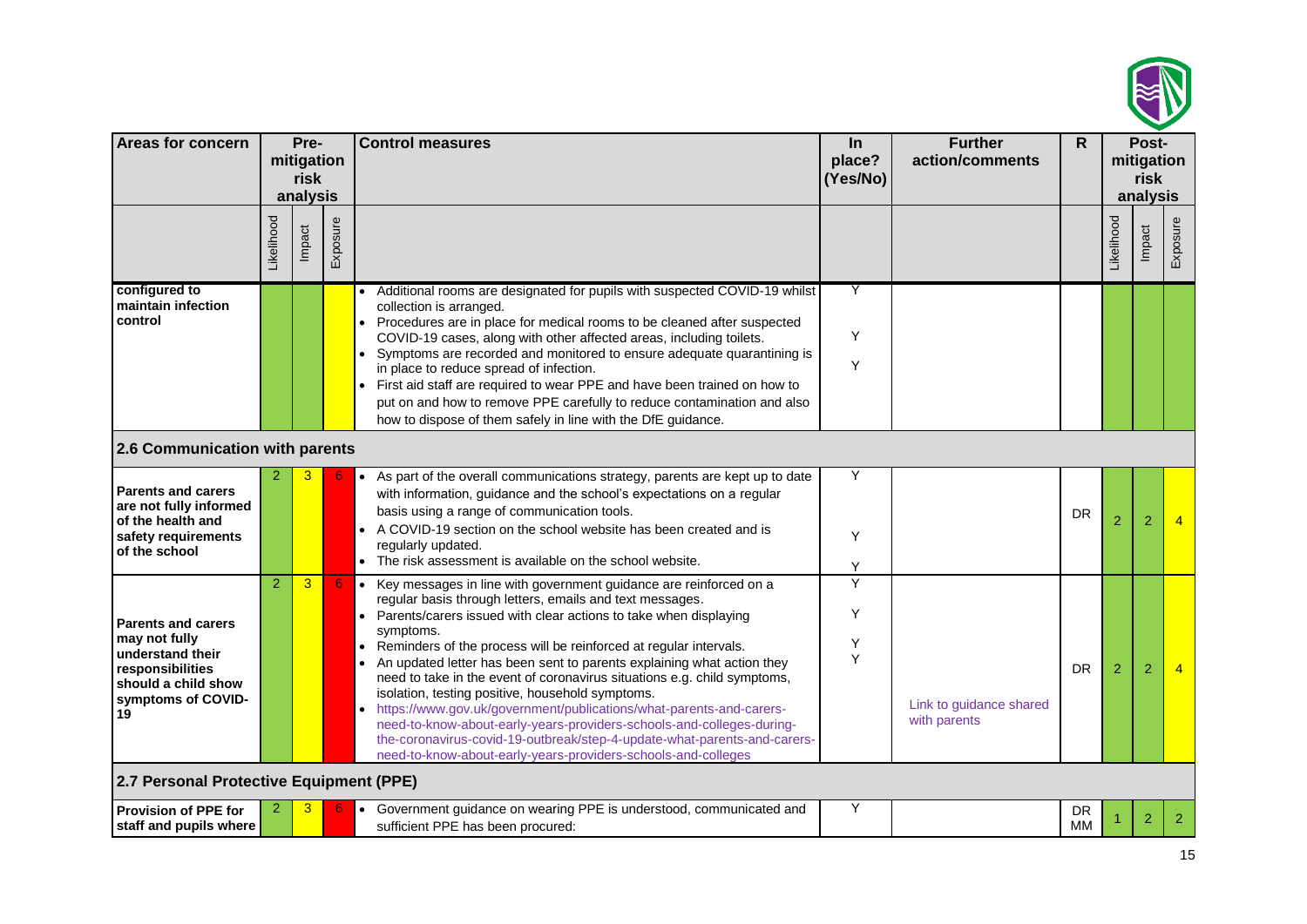| Areas for concern | Pre-mitigation risk analysis | | | Control measures | In place? (Yes/No) | Further action/comments | R | Post-mitigation risk analysis | | |
|---|---|---|---|---|---|---|---|---|---|---|
| | Likelihood | Impact | Exposure | | | | | Likelihood | Impact | Exposure |
| configured to maintain infection control | | | | • Additional rooms are designated for pupils with suspected COVID-19 whilst collection is arranged.<br>• Procedures are in place for medical rooms to be cleaned after suspected COVID-19 cases, along with other affected areas, including toilets.<br>• Symptoms are recorded and monitored to ensure adequate quarantining is in place to reduce spread of infection.<br>• First aid staff are required to wear PPE and have been trained on how to put on and how to remove PPE carefully to reduce contamination and also how to dispose of them safely in line with the DfE guidance. | Y<br>Y<br>Y | | | | | |
| **2.6 Communication with parents** | | | | | | | | | | |
| **Parents and carers are not fully informed of the health and safety requirements of the school** | 2 | 3 | 6 | • As part of the overall communications strategy, parents are kept up to date with information, guidance and the school's expectations on a regular basis using a range of communication tools.<br>• A COVID-19 section on the school website has been created and is regularly updated.<br>• The risk assessment is available on the school website. | Y<br>Y<br>Y | | DR | 2 | 2 | 4 |
| **Parents and carers may not fully understand their responsibilities should a child show symptoms of COVID-19** | 2 | 3 | 6 | • Key messages in line with government guidance are reinforced on a regular basis through letters, emails and text messages.<br>• Parents/carers issued with clear actions to take when displaying symptoms.<br>• Reminders of the process will be reinforced at regular intervals.<br>• An updated letter has been sent to parents explaining what action they need to take in the event of coronavirus situations e.g. child symptoms, isolation, testing positive, household symptoms.<br>• https://www.gov.uk/government/publications/what-parents-and-carers-need-to-know-about-early-years-providers-schools-and-colleges-during-the-coronavirus-covid-19-outbreak/step-4-update-what-parents-and-carers-need-to-know-about-early-years-providers-schools-and-colleges | Y<br>Y<br>Y<br>Y | Link to guidance shared with parents | DR | 2 | 2 | 4 |
| **2.7 Personal Protective Equipment (PPE)** | | | | | | | | | | |
| **Provision of PPE for staff and pupils where** | 2 | 3 | 6 | • Government guidance on wearing PPE is understood, communicated and sufficient PPE has been procured: | Y | | DR MM | 1 | 2 | 2 |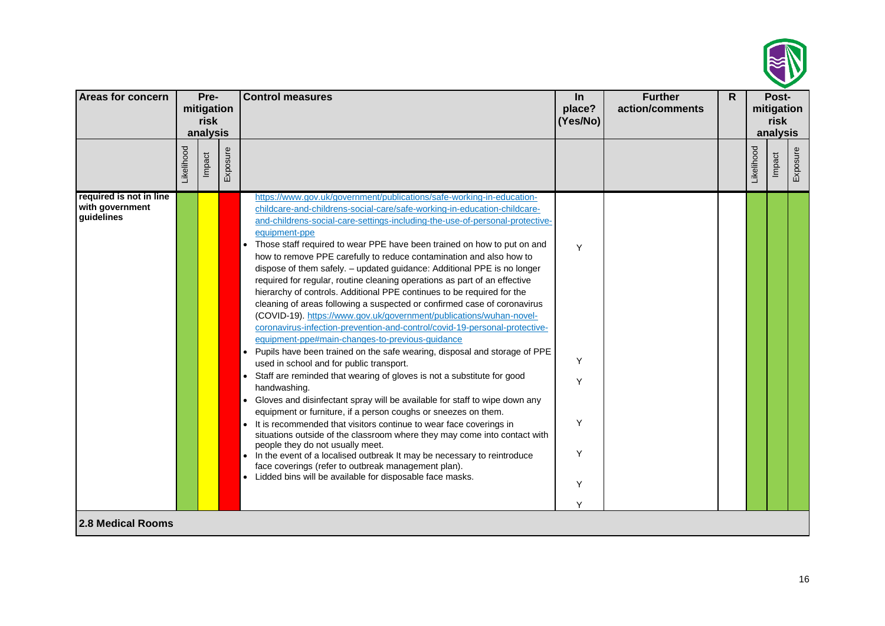| Areas for concern | Pre-mitigation risk analysis | | | Control measures | In place? (Yes/No) | Further action/comments | R | Post-mitigation risk analysis | | |
|---|---|---|---|---|---|---|---|---|---|---|
| | Likelihood | Impact | Exposure | | | | | Likelihood | Impact | Exposure |
| **required is not in line with government guidelines** | | | | https://www.gov.uk/government/publications/safe-working-in-education-childcare-and-childrens-social-care/safe-working-in-education-childcare-and-childrens-social-care-settings-including-the-use-of-personal-protective-equipment-ppe<br>• Those staff required to wear PPE have been trained on how to put on and how to remove PPE carefully to reduce contamination and also how to dispose of them safely. – updated guidance: Additional PPE is no longer required for regular, routine cleaning operations as part of an effective hierarchy of controls. Additional PPE continues to be required for the cleaning of areas following a suspected or confirmed case of coronavirus (COVID-19). https://www.gov.uk/government/publications/wuhan-novel-coronavirus-infection-prevention-and-control/covid-19-personal-protective-equipment-ppe#main-changes-to-previous-guidance<br>• Pupils have been trained on the safe wearing, disposal and storage of PPE used in school and for public transport.<br>• Staff are reminded that wearing of gloves is not a substitute for good handwashing.<br>• Gloves and disinfectant spray will be available for staff to wipe down any equipment or furniture, if a person coughs or sneezes on them.<br>• It is recommended that visitors continue to wear face coverings in situations outside of the classroom where they may come into contact with people they do not usually meet.<br>• In the event of a localised outbreak It may be necessary to reintroduce face coverings (refer to outbreak management plan).<br>• Lidded bins will be available for disposable face masks. | Y<br>Y<br>Y<br>Y<br>Y<br>Y<br>Y | | | | | |

**2.8 Medical Rooms**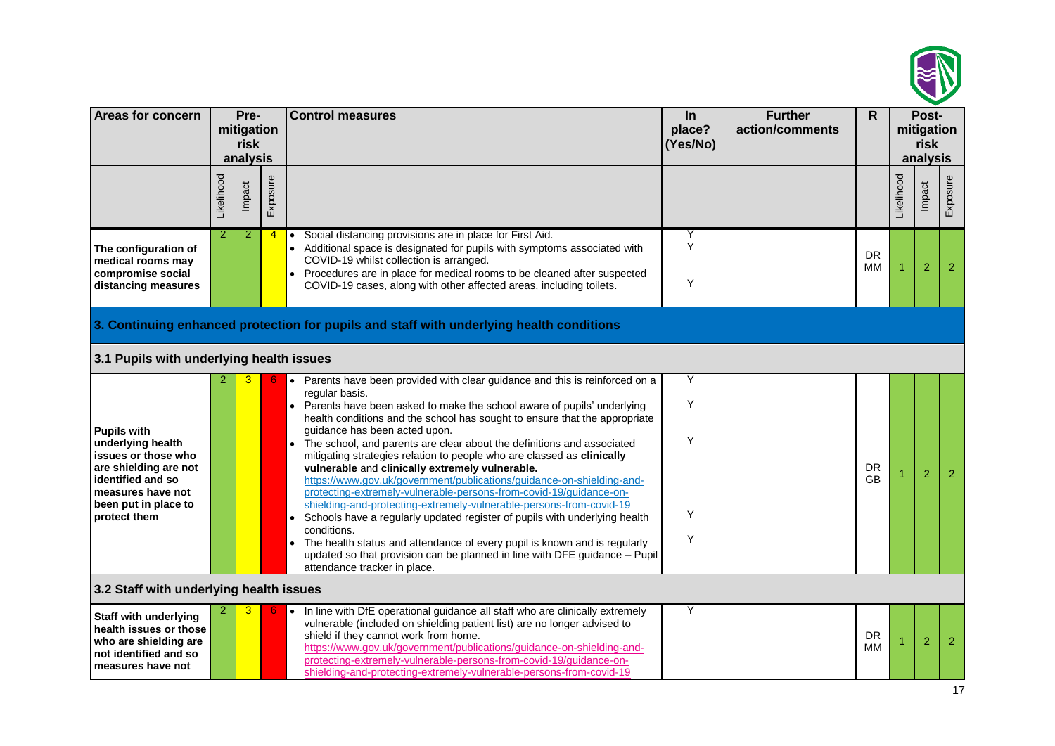| Areas for concern | Pre-mitigation risk analysis | | | Control measures | In place? (Yes/No) | Further action/comments | R | Post-mitigation risk analysis | | |
|---|---|---|---|---|---|---|---|---|---|---|
| | Likelihood | Impact | Exposure | | | | | Likelihood | Impact | Exposure |
| **The configuration of medical rooms may compromise social distancing measures** | 2 | 2 | 4 | • Social distancing provisions are in place for First Aid.<br>• Additional space is designated for pupils with symptoms associated with COVID-19 whilst collection is arranged.<br>• Procedures are in place for medical rooms to be cleaned after suspected COVID-19 cases, along with other affected areas, including toilets. | Y<br>Y<br><br>Y | | DR MM | 1 | 2 | 2 |
| **3. Continuing enhanced protection for pupils and staff with underlying health conditions** | | | | | | | | | | |
| **3.1 Pupils with underlying health issues** | | | | | | | | | | |
| **Pupils with underlying health issues or those who are shielding are not identified and so measures have not been put in place to protect them** | 2 | 3 | 6 | • Parents have been provided with clear guidance and this is reinforced on a regular basis.<br>• Parents have been asked to make the school aware of pupils' underlying health conditions and the school has sought to ensure that the appropriate guidance has been acted upon.<br>• The school, and parents are clear about the definitions and associated mitigating strategies relation to people who are classed as **clinically vulnerable** and **clinically extremely vulnerable.** https://www.gov.uk/government/publications/guidance-on-shielding-and-protecting-extremely-vulnerable-persons-from-covid-19/guidance-on-shielding-and-protecting-extremely-vulnerable-persons-from-covid-19<br>• Schools have a regularly updated register of pupils with underlying health conditions.<br>• The health status and attendance of every pupil is known and is regularly updated so that provision can be planned in line with DFE guidance – Pupil attendance tracker in place. | Y<br>Y<br>Y<br>Y<br>Y | | DR GB | 1 | 2 | 2 |
| **3.2 Staff with underlying health issues** | | | | | | | | | | |
| **Staff with underlying health issues or those who are shielding are not identified and so measures have not** | 2 | 3 | 6 | • In line with DfE operational guidance all staff who are clinically extremely vulnerable (included on shielding patient list) are no longer advised to shield if they cannot work from home. https://www.gov.uk/government/publications/guidance-on-shielding-and-protecting-extremely-vulnerable-persons-from-covid-19/guidance-on-shielding-and-protecting-extremely-vulnerable-persons-from-covid-19 | Y | | DR MM | 1 | 2 | 2 |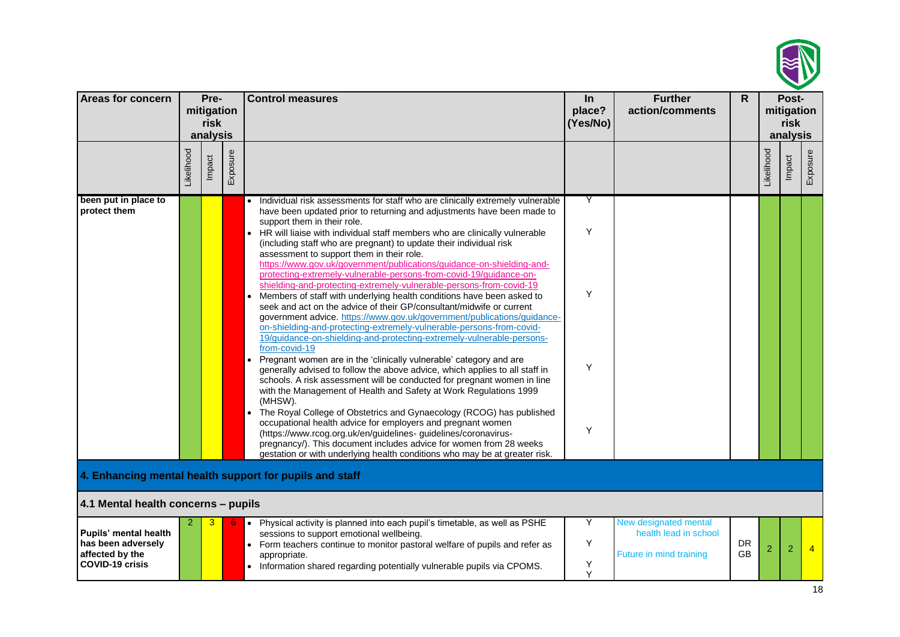| Areas for concern | Pre-mitigation risk analysis | | | Control measures | In place? (Yes/No) | Further action/comments | R | Post-mitigation risk analysis | | |
|---|---|---|---|---|---|---|---|---|---|---|
| | Likelihood | Impact | Exposure | | | | | Likelihood | Impact | Exposure |
| **been put in place to protect them** | | | | • Individual risk assessments for staff who are clinically extremely vulnerable have been updated prior to returning and adjustments have been made to support them in their role.<br>• HR will liaise with individual staff members who are clinically vulnerable (including staff who are pregnant) to update their individual risk assessment to support them in their role. https://www.gov.uk/government/publications/guidance-on-shielding-and-protecting-extremely-vulnerable-persons-from-covid-19/guidance-on-shielding-and-protecting-extremely-vulnerable-persons-from-covid-19<br>• Members of staff with underlying health conditions have been asked to seek and act on the advice of their GP/consultant/midwife or current government advice. https://www.gov.uk/government/publications/guidance-on-shielding-and-protecting-extremely-vulnerable-persons-from-covid-19/guidance-on-shielding-and-protecting-extremely-vulnerable-persons-from-covid-19<br>• Pregnant women are in the 'clinically vulnerable' category and are generally advised to follow the above advice, which applies to all staff in schools. A risk assessment will be conducted for pregnant women in line with the Management of Health and Safety at Work Regulations 1999 (MHSW).<br>• The Royal College of Obstetrics and Gynaecology (RCOG) has published occupational health advice for employers and pregnant women (https://www.rcog.org.uk/en/guidelines- guidelines/coronavirus-pregnancy/). This document includes advice for women from 28 weeks gestation or with underlying health conditions who may be at greater risk. | Y<br>Y<br>Y<br>Y<br>Y | | | | | |

## 4. Enhancing mental health support for pupils and staff

### 4.1 Mental health concerns – pupils

| Areas for concern | Likelihood | Impact | Exposure | Control measures | In place? (Yes/No) | Further action/comments | R | Likelihood | Impact | Exposure |
|---|---|---|---|---|---|---|---|---|---|---|
| **Pupils' mental health has been adversely affected by the COVID-19 crisis** | 2 | 3 | 6 | • Physical activity is planned into each pupil's timetable, as well as PSHE sessions to support emotional wellbeing.<br>• Form teachers continue to monitor pastoral welfare of pupils and refer as appropriate.<br>• Information shared regarding potentially vulnerable pupils via CPOMS. | Y<br>Y<br>Y<br>Y | New designated mental health lead in school<br>Future in mind training | DR GB | 2 | 2 | 4 |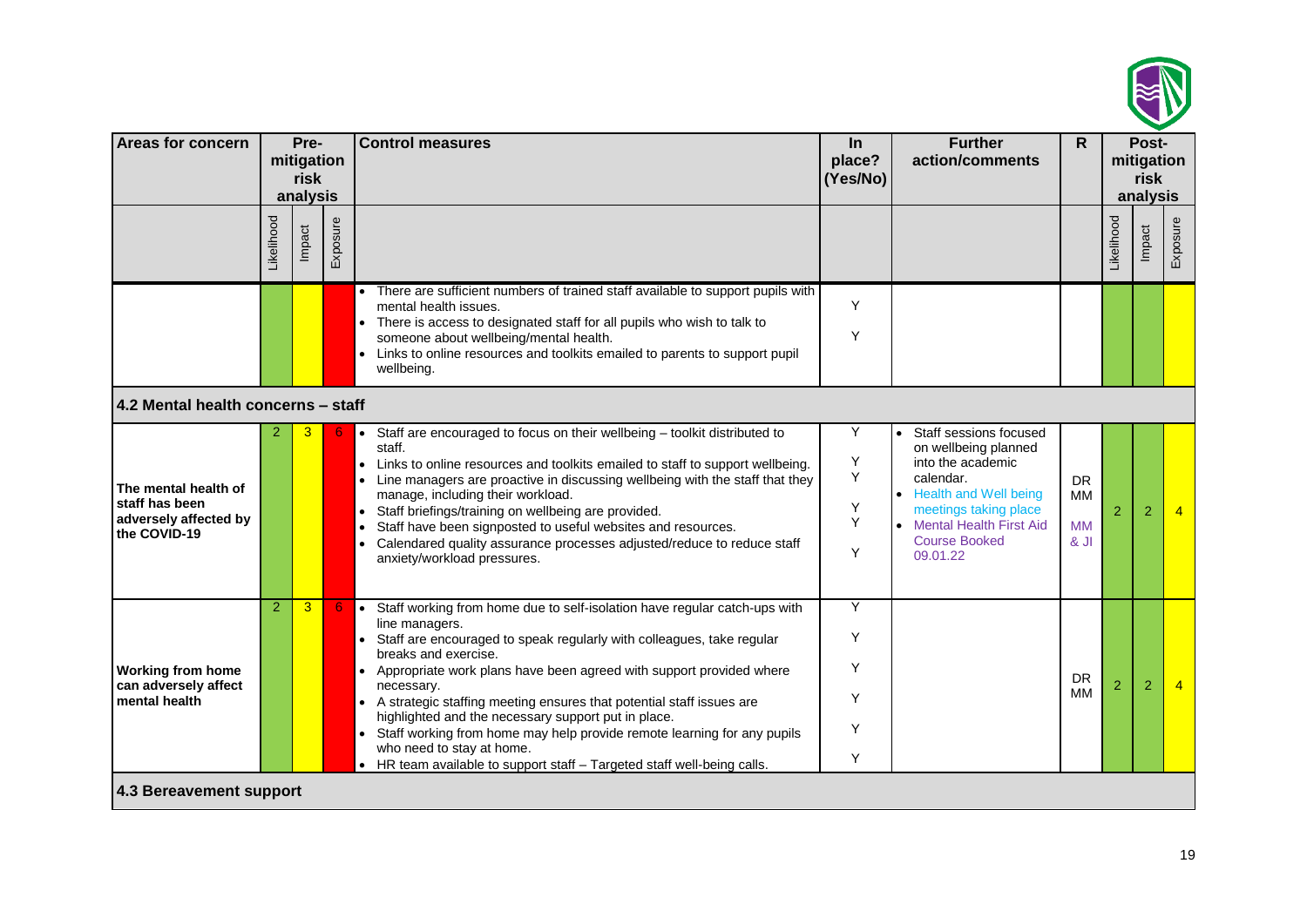| Areas for concern | Pre-mitigation risk analysis | | | Control measures | In place? (Yes/No) | Further action/comments | R | Post-mitigation risk analysis | | |
|---|---|---|---|---|---|---|---|---|---|---|
| | Likelihood | Impact | Exposure | | | | | Likelihood | Impact | Exposure |
| | | | | • There are sufficient numbers of trained staff available to support pupils with mental health issues.<br>• There is access to designated staff for all pupils who wish to talk to someone about wellbeing/mental health.<br>• Links to online resources and toolkits emailed to parents to support pupil wellbeing. | Y<br>Y | | | | | |
| **4.2 Mental health concerns – staff** | | | | | | | | | | |
| **The mental health of staff has been adversely affected by the COVID-19** | 2 | 3 | 6 | • Staff are encouraged to focus on their wellbeing – toolkit distributed to staff.<br>• Links to online resources and toolkits emailed to staff to support wellbeing.<br>• Line managers are proactive in discussing wellbeing with the staff that they manage, including their workload.<br>• Staff briefings/training on wellbeing are provided.<br>• Staff have been signposted to useful websites and resources.<br>• Calendared quality assurance processes adjusted/reduce to reduce staff anxiety/workload pressures. | Y<br>Y<br>Y<br>Y<br>Y<br>Y | • Staff sessions focused on wellbeing planned into the academic calendar.<br>• Health and Well being meetings taking place<br>• Mental Health First Aid Course Booked 09.01.22 | DR<br>MM<br>MM & JI | 2 | 2 | 4 |
| **Working from home can adversely affect mental health** | 2 | 3 | 6 | • Staff working from home due to self-isolation have regular catch-ups with line managers.<br>• Staff are encouraged to speak regularly with colleagues, take regular breaks and exercise.<br>• Appropriate work plans have been agreed with support provided where necessary.<br>• A strategic staffing meeting ensures that potential staff issues are highlighted and the necessary support put in place.<br>• Staff working from home may help provide remote learning for any pupils who need to stay at home.<br>• HR team available to support staff – Targeted staff well-being calls. | Y<br>Y<br>Y<br>Y<br>Y<br>Y | | DR<br>MM | 2 | 2 | 4 |
| **4.3 Bereavement support** | | | | | | | | | | |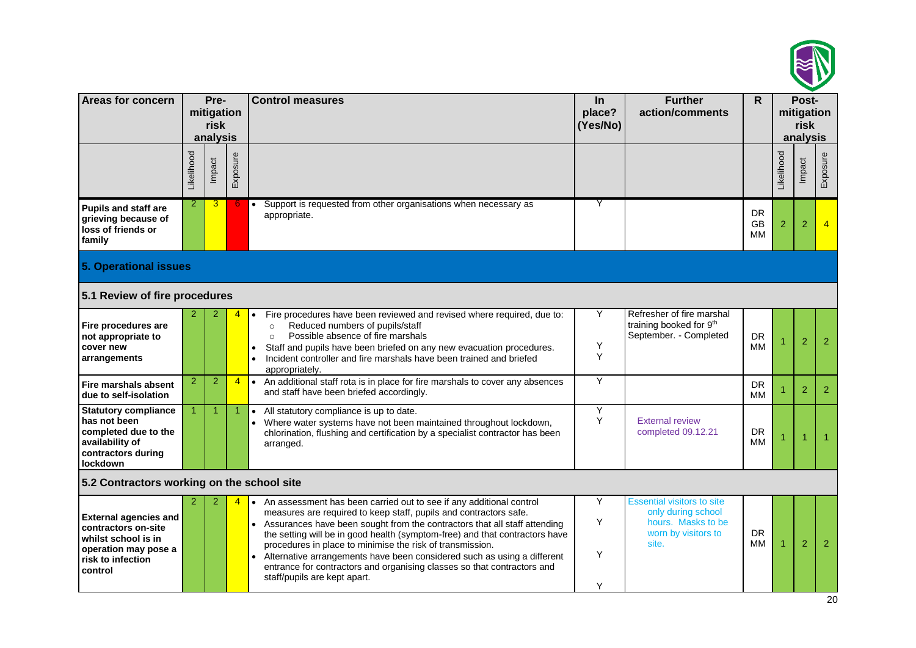| Areas for concern | Pre-mitigation risk analysis | | | Control measures | In place? (Yes/No) | Further action/comments | R | Post-mitigation risk analysis | | |
|---|---|---|---|---|---|---|---|---|---|---|
| | Likelihood | Impact | Exposure | | | | | Likelihood | Impact | Exposure |
| **Pupils and staff are grieving because of loss of friends or family** | 2 | 3 | 6 | • Support is requested from other organisations when necessary as appropriate. | Y | | DR GB MM | 2 | 2 | 4 |
| **5. Operational issues** | | | | | | | | | | |
| **5.1 Review of fire procedures** | | | | | | | | | | |
| **Fire procedures are not appropriate to cover new arrangements** | 2 | 2 | 4 | • Fire procedures have been reviewed and revised where required, due to:<br>○ Reduced numbers of pupils/staff<br>○ Possible absence of fire marshals<br>• Staff and pupils have been briefed on any new evacuation procedures.<br>• Incident controller and fire marshals have been trained and briefed appropriately. | Y<br><br>Y<br>Y | Refresher of fire marshal training booked for 9th September. - Completed | DR MM | 1 | 2 | 2 |
| **Fire marshals absent due to self-isolation** | 2 | 2 | 4 | • An additional staff rota is in place for fire marshals to cover any absences and staff have been briefed accordingly. | Y | | DR MM | 1 | 2 | 2 |
| **Statutory compliance has not been completed due to the availability of contractors during lockdown** | 1 | 1 | 1 | • All statutory compliance is up to date.<br>• Where water systems have not been maintained throughout lockdown, chlorination, flushing and certification by a specialist contractor has been arranged. | Y<br>Y | External review completed 09.12.21 | DR MM | 1 | 1 | 1 |
| **5.2 Contractors working on the school site** | | | | | | | | | | |
| **External agencies and contractors on-site whilst school is in operation may pose a risk to infection control** | 2 | 2 | 4 | • An assessment has been carried out to see if any additional control measures are required to keep staff, pupils and contractors safe.<br>• Assurances have been sought from the contractors that all staff attending the setting will be in good health (symptom-free) and that contractors have procedures in place to minimise the risk of transmission.<br>• Alternative arrangements have been considered such as using a different entrance for contractors and organising classes so that contractors and staff/pupils are kept apart. | Y<br><br>Y<br><br>Y<br><br>Y | Essential visitors to site only during school hours. Masks to be worn by visitors to site. | DR MM | 1 | 2 | 2 |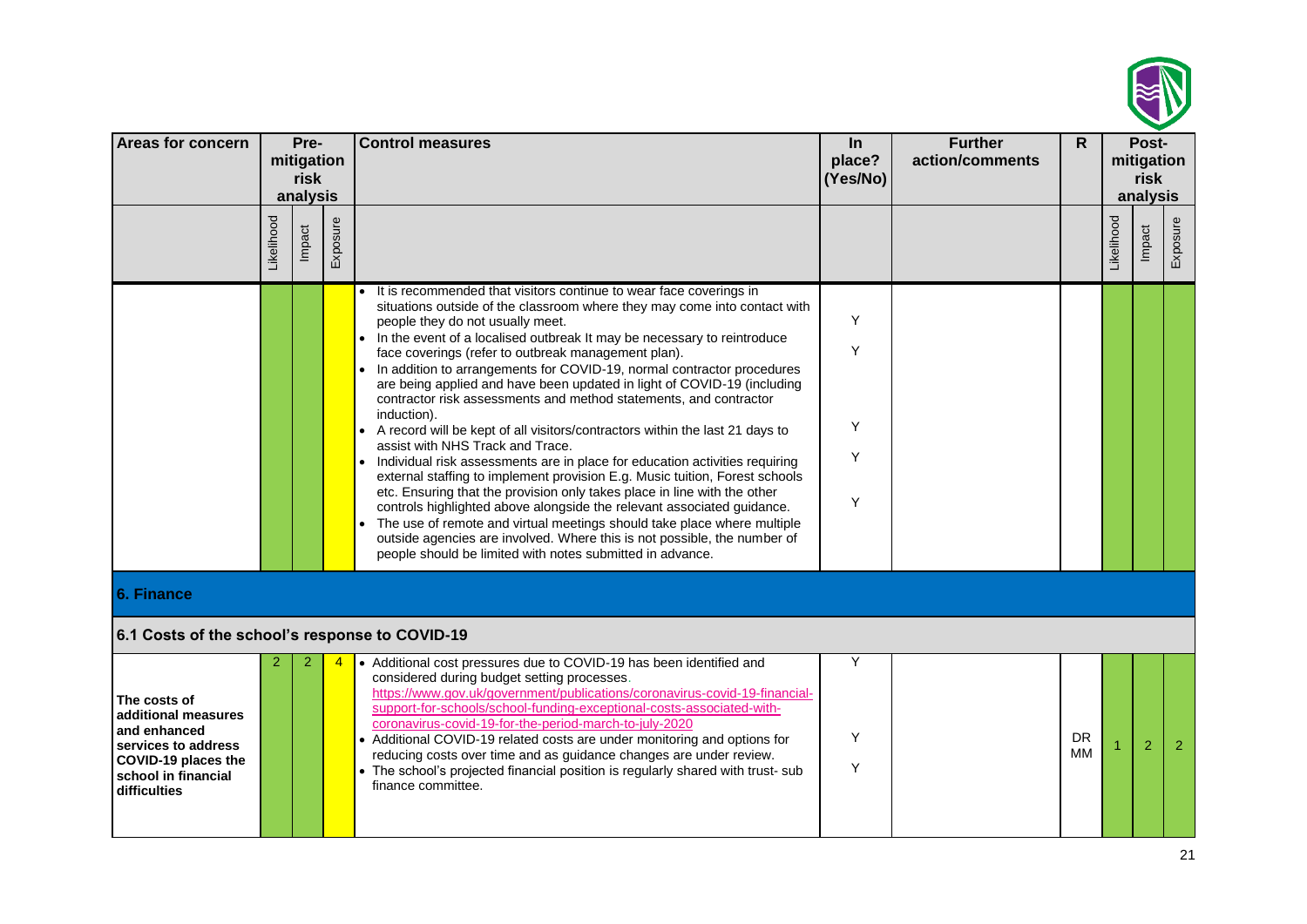| Areas for concern | Pre-mitigation risk analysis | | | Control measures | In place? (Yes/No) | Further action/comments | R | Post-mitigation risk analysis | | |
|---|---|---|---|---|---|---|---|---|---|---|
| | Likelihood | Impact | Exposure | | | | | Likelihood | Impact | Exposure |
| | | | | • It is recommended that visitors continue to wear face coverings in situations outside of the classroom where they may come into contact with people they do not usually meet.<br>• In the event of a localised outbreak It may be necessary to reintroduce face coverings (refer to outbreak management plan).<br>• In addition to arrangements for COVID-19, normal contractor procedures are being applied and have been updated in light of COVID-19 (including contractor risk assessments and method statements, and contractor induction).<br>• A record will be kept of all visitors/contractors within the last 21 days to assist with NHS Track and Trace.<br>• Individual risk assessments are in place for education activities requiring external staffing to implement provision E.g. Music tuition, Forest schools etc. Ensuring that the provision only takes place in line with the other controls highlighted above alongside the relevant associated guidance.<br>• The use of remote and virtual meetings should take place where multiple outside agencies are involved. Where this is not possible, the number of people should be limited with notes submitted in advance. | Y<br>Y<br>Y<br>Y<br>Y | | | | | |
| **6. Finance** | | | | | | | | | | |
| **6.1 Costs of the school's response to COVID-19** | | | | | | | | | | |
| **The costs of additional measures and enhanced services to address COVID-19 places the school in financial difficulties** | 2 | 2 | 4 | • Additional cost pressures due to COVID-19 has been identified and considered during budget setting processes. https://www.gov.uk/government/publications/coronavirus-covid-19-financial-support-for-schools/school-funding-exceptional-costs-associated-with-coronavirus-covid-19-for-the-period-march-to-july-2020<br>• Additional COVID-19 related costs are under monitoring and options for reducing costs over time and as guidance changes are under review.<br>• The school's projected financial position is regularly shared with trust- sub finance committee. | Y<br>Y<br>Y | | DR MM | 1 | 2 | 2 |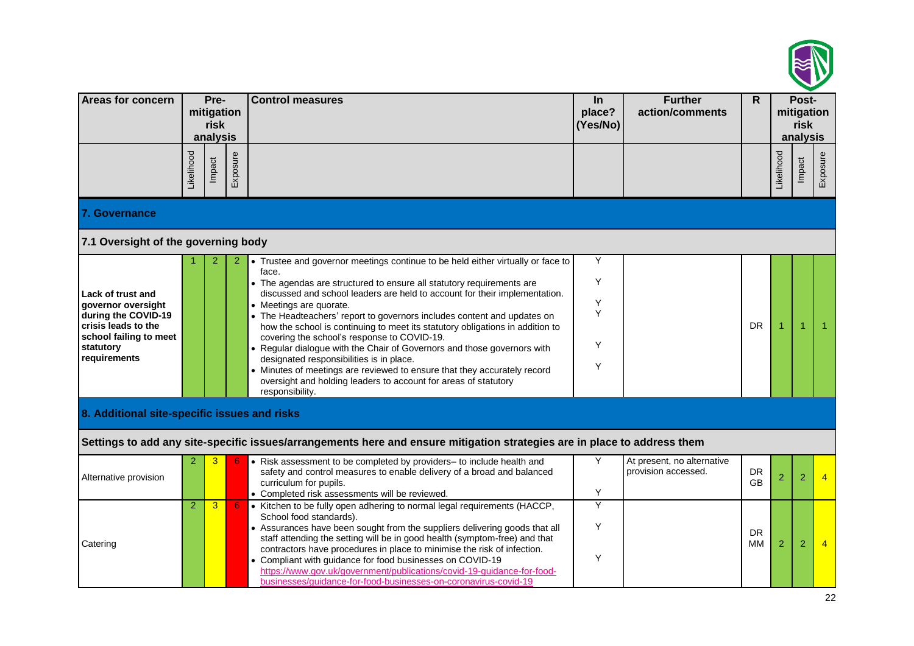| Areas for concern | Pre-mitigation risk analysis | | | Control measures | In place? (Yes/No) | Further action/comments | R | Post-mitigation risk analysis | | |
|---|---|---|---|---|---|---|---|---|---|---|
| | Likelihood | Impact | Exposure | | | | | Likelihood | Impact | Exposure |
| **7. Governance** | | | | | | | | | | |
| **7.1 Oversight of the governing body** | | | | | | | | | | |
| **Lack of trust and governor oversight during the COVID-19 crisis leads to the school failing to meet statutory requirements** | 1 | 2 | 2 | • Trustee and governor meetings continue to be held either virtually or face to face.<br>• The agendas are structured to ensure all statutory requirements are discussed and school leaders are held to account for their implementation.<br>• Meetings are quorate.<br>• The Headteachers' report to governors includes content and updates on how the school is continuing to meet its statutory obligations in addition to covering the school's response to COVID-19.<br>• Regular dialogue with the Chair of Governors and those governors with designated responsibilities is in place.<br>• Minutes of meetings are reviewed to ensure that they accurately record oversight and holding leaders to account for areas of statutory responsibility. | Y<br>Y<br>Y<br>Y<br>Y<br>Y | | DR | 1 | 1 | 1 |
| **8. Additional site-specific issues and risks** | | | | | | | | | | |
| **Settings to add any site-specific issues/arrangements here and ensure mitigation strategies are in place to address them** | | | | | | | | | | |
| Alternative provision | 2 | 3 | 6 | • Risk assessment to be completed by providers– to include health and safety and control measures to enable delivery of a broad and balanced curriculum for pupils.<br>• Completed risk assessments will be reviewed. | Y<br>Y | At present, no alternative provision accessed. | DR GB | 2 | 2 | 4 |
| Catering | 2 | 3 | 6 | • Kitchen to be fully open adhering to normal legal requirements (HACCP, School food standards).<br>• Assurances have been sought from the suppliers delivering goods that all staff attending the setting will be in good health (symptom-free) and that contractors have procedures in place to minimise the risk of infection.<br>• Compliant with guidance for food businesses on COVID-19 https://www.gov.uk/government/publications/covid-19-guidance-for-food-businesses/guidance-for-food-businesses-on-coronavirus-covid-19 | Y<br>Y<br>Y | | DR MM | 2 | 2 | 4 |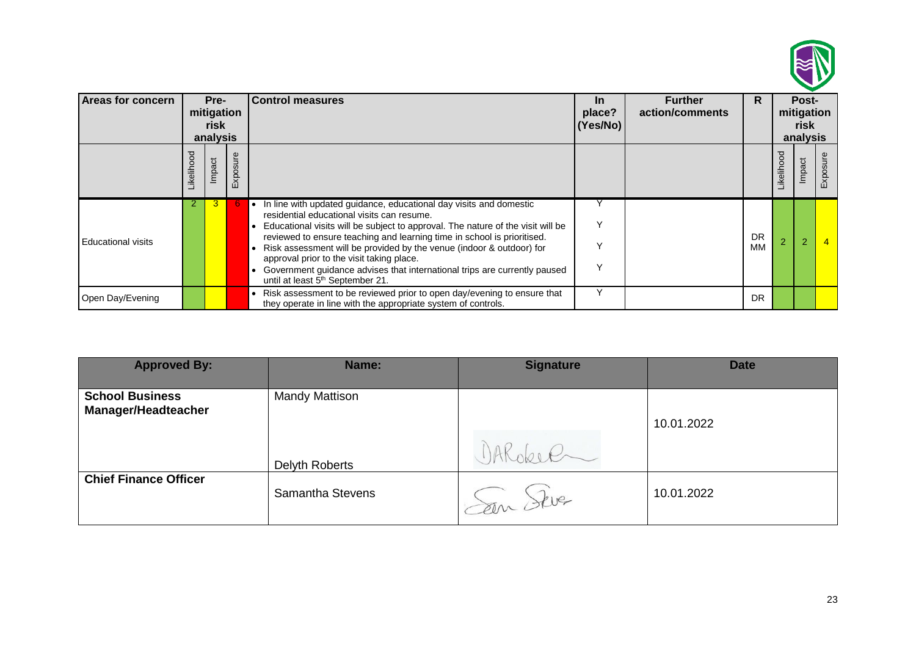| Areas for concern | Pre-mitigation risk analysis | | | Control measures | In place? (Yes/No) | Further action/comments | R | Post-mitigation risk analysis | | |
|---|---|---|---|---|---|---|---|---|---|---|
| | Likelihood | Impact | Exposure | | | | | Likelihood | Impact | Exposure |
| Educational visits | 2 | 3 | 6 | • In line with updated guidance, educational day visits and domestic residential educational visits can resume.<br>• Educational visits will be subject to approval. The nature of the visit will be reviewed to ensure teaching and learning time in school is prioritised.<br>• Risk assessment will be provided by the venue (indoor & outdoor) for approval prior to the visit taking place.<br>• Government guidance advises that international trips are currently paused until at least 5th September 21. | Y<br>Y<br>Y<br>Y | | DR MM | 2 | 2 | 4 |
| Open Day/Evening | | | | • Risk assessment to be reviewed prior to open day/evening to ensure that they operate in line with the appropriate system of controls. | Y | | DR | | | |

| Approved By: | Name: | Signature | Date |
|---|---|---|---|
| School Business Manager/Headteacher | Mandy Mattison<br>Delyth Roberts | DARoberts | 10.01.2022 |
| Chief Finance Officer | Samantha Stevens | Sam Steve | 10.01.2022 |